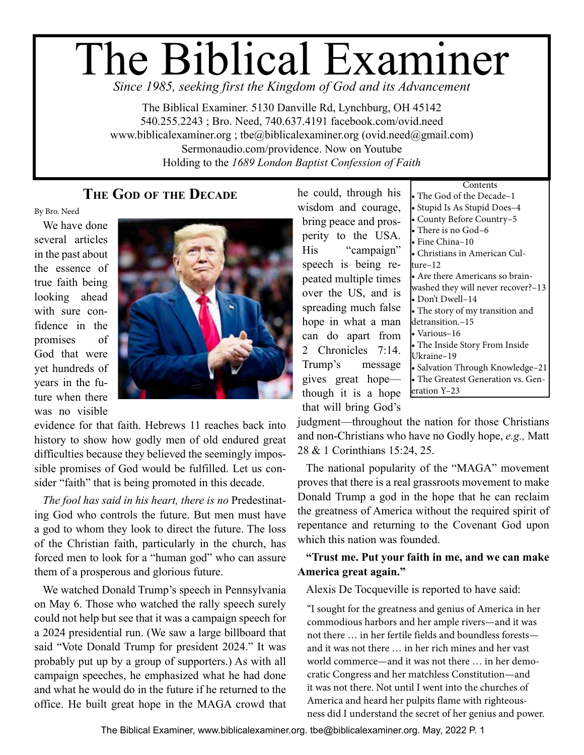# The Biblical Examiner

*Since 1985, seeking first the Kingdom of God and its Advancement*

The Biblical Examiner. 5130 Danville Rd, Lynchburg, OH 45142
540.255.2243 ; Bro. Need, 740.637.4191 facebook.com/ovid.need
www.biblicalexaminer.org ; tbe@biblicalexaminer.org (ovid.need@gmail.com)
Sermonaudio.com/providence. Now on Youtube
Holding to the *1689 London Baptist Confession of Faith*

Contents

- The God of the Decade–1
- Stupid Is As Stupid Does–4
- County Before Country–5
- There is no God–6
- Fine China–10
- Christians in American Culture–12
- Are there Americans so brainwashed they will never recover?–13
- Don't Dwell–14
- The story of my transition and detransition.–15
- Various–16
- The Inside Story From Inside Ukraine–19
- Salvation Through Knowledge–21
- The Greatest Generation vs. Generation Y–23

## The God of the Decade

By Bro. Need

We have done several articles in the past about the essence of true faith being looking ahead with sure confidence in the promises of God that were yet hundreds of years in the future when there was no visible evidence for that faith. Hebrews 11 reaches back into history to show how godly men of old endured great difficulties because they believed the seemingly impossible promises of God would be fulfilled. Let us consider "faith" that is being promoted in this decade.

*The fool has said in his heart, there is no* Predestinating God who controls the future. But men must have a god to whom they look to direct the future. The loss of the Christian faith, particularly in the church, has forced men to look for a "human god" who can assure them of a prosperous and glorious future.

We watched Donald Trump's speech in Pennsylvania on May 6. Those who watched the rally speech surely could not help but see that it was a campaign speech for a 2024 presidential run. (We saw a large billboard that said "Vote Donald Trump for president 2024." It was probably put up by a group of supporters.) As with all campaign speeches, he emphasized what he had done and what he would do in the future if he returned to the office. He built great hope in the MAGA crowd that he could, through his wisdom and courage, bring peace and prosperity to the USA. His "campaign" speech is being repeated multiple times over the US, and is spreading much false hope in what a man can do apart from 2 Chronicles 7:14. Trump's message gives great hope—though it is a hope that will bring God's judgment—throughout the nation for those Christians and non-Christians who have no Godly hope, *e.g.,* Matt 28 & 1 Corinthians 15:24, 25.

The national popularity of the "MAGA" movement proves that there is a real grassroots movement to make Donald Trump a god in the hope that he can reclaim the greatness of America without the required spirit of repentance and returning to the Covenant God upon which this nation was founded.

**"Trust me. Put your faith in me, and we can make America great again."**

Alexis De Tocqueville is reported to have said:

> "I sought for the greatness and genius of America in her commodious harbors and her ample rivers—and it was not there … in her fertile fields and boundless forests—and it was not there … in her rich mines and her vast world commerce—and it was not there … in her democratic Congress and her matchless Constitution—and it was not there. Not until I went into the churches of America and heard her pulpits flame with righteousness did I understand the secret of her genius and power.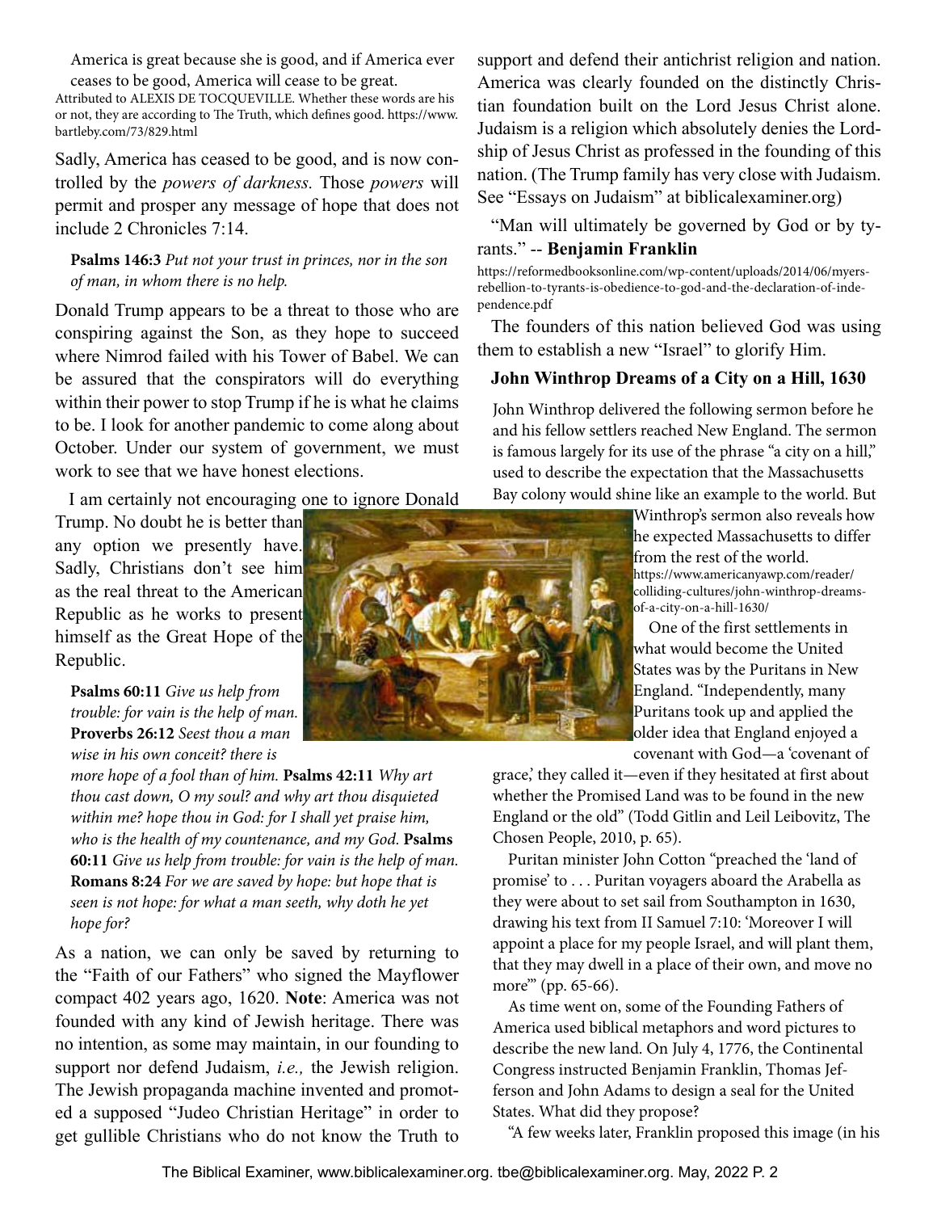America is great because she is good, and if America ever ceases to be good, America will cease to be great.

Attributed to ALEXIS DE TOCQUEVILLE. Whether these words are his or not, they are according to The Truth, which defines good. https://www.bartleby.com/73/829.html

Sadly, America has ceased to be good, and is now controlled by the *powers of darkness.* Those *powers* will permit and prosper any message of hope that does not include 2 Chronicles 7:14.

**Psalms 146:3** *Put not your trust in princes, nor in the son of man, in whom there is no help.*

Donald Trump appears to be a threat to those who are conspiring against the Son, as they hope to succeed where Nimrod failed with his Tower of Babel. We can be assured that the conspirators will do everything within their power to stop Trump if he is what he claims to be. I look for another pandemic to come along about October. Under our system of government, we must work to see that we have honest elections.

I am certainly not encouraging one to ignore Donald Trump. No doubt he is better than any option we presently have. Sadly, Christians don't see him as the real threat to the American Republic as he works to present himself as the Great Hope of the Republic.

**Psalms 60:11** *Give us help from trouble: for vain is the help of man.* **Proverbs 26:12** *Seest thou a man wise in his own conceit? there is more hope of a fool than of him.* **Psalms 42:11** *Why art thou cast down, O my soul? and why art thou disquieted within me? hope thou in God: for I shall yet praise him, who is the health of my countenance, and my God.* **Psalms 60:11** *Give us help from trouble: for vain is the help of man.* **Romans 8:24** *For we are saved by hope: but hope that is seen is not hope: for what a man seeth, why doth he yet hope for?*

As a nation, we can only be saved by returning to the "Faith of our Fathers" who signed the Mayflower compact 402 years ago, 1620. **Note**: America was not founded with any kind of Jewish heritage. There was no intention, as some may maintain, in our founding to support nor defend Judaism, *i.e.,* the Jewish religion. The Jewish propaganda machine invented and promoted a supposed "Judeo Christian Heritage" in order to get gullible Christians who do not know the Truth to support and defend their antichrist religion and nation. America was clearly founded on the distinctly Christian foundation built on the Lord Jesus Christ alone. Judaism is a religion which absolutely denies the Lordship of Jesus Christ as professed in the founding of this nation. (The Trump family has very close with Judaism. See "Essays on Judaism" at biblicalexaminer.org)

"Man will ultimately be governed by God or by tyrants." -- **Benjamin Franklin**

https://reformedbooksonline.com/wp-content/uploads/2014/06/myers-rebellion-to-tyrants-is-obedience-to-god-and-the-declaration-of-independence.pdf

The founders of this nation believed God was using them to establish a new "Israel" to glorify Him.

### John Winthrop Dreams of a City on a Hill, 1630

John Winthrop delivered the following sermon before he and his fellow settlers reached New England. The sermon is famous largely for its use of the phrase "a city on a hill," used to describe the expectation that the Massachusetts Bay colony would shine like an example to the world. But Winthrop's sermon also reveals how he expected Massachusetts to differ from the rest of the world.

https://www.americanyawp.com/reader/colliding-cultures/john-winthrop-dreams-of-a-city-on-a-hill-1630/

One of the first settlements in what would become the United States was by the Puritans in New England. "Independently, many Puritans took up and applied the older idea that England enjoyed a covenant with God—a 'covenant of grace,' they called it—even if they hesitated at first about whether the Promised Land was to be found in the new England or the old" (Todd Gitlin and Leil Leibovitz, The Chosen People, 2010, p. 65).

Puritan minister John Cotton "preached the 'land of promise' to . . . Puritan voyagers aboard the Arabella as they were about to set sail from Southampton in 1630, drawing his text from II Samuel 7:10: 'Moreover I will appoint a place for my people Israel, and will plant them, that they may dwell in a place of their own, and move no more'" (pp. 65-66).

As time went on, some of the Founding Fathers of America used biblical metaphors and word pictures to describe the new land. On July 4, 1776, the Continental Congress instructed Benjamin Franklin, Thomas Jefferson and John Adams to design a seal for the United States. What did they propose?

"A few weeks later, Franklin proposed this image (in his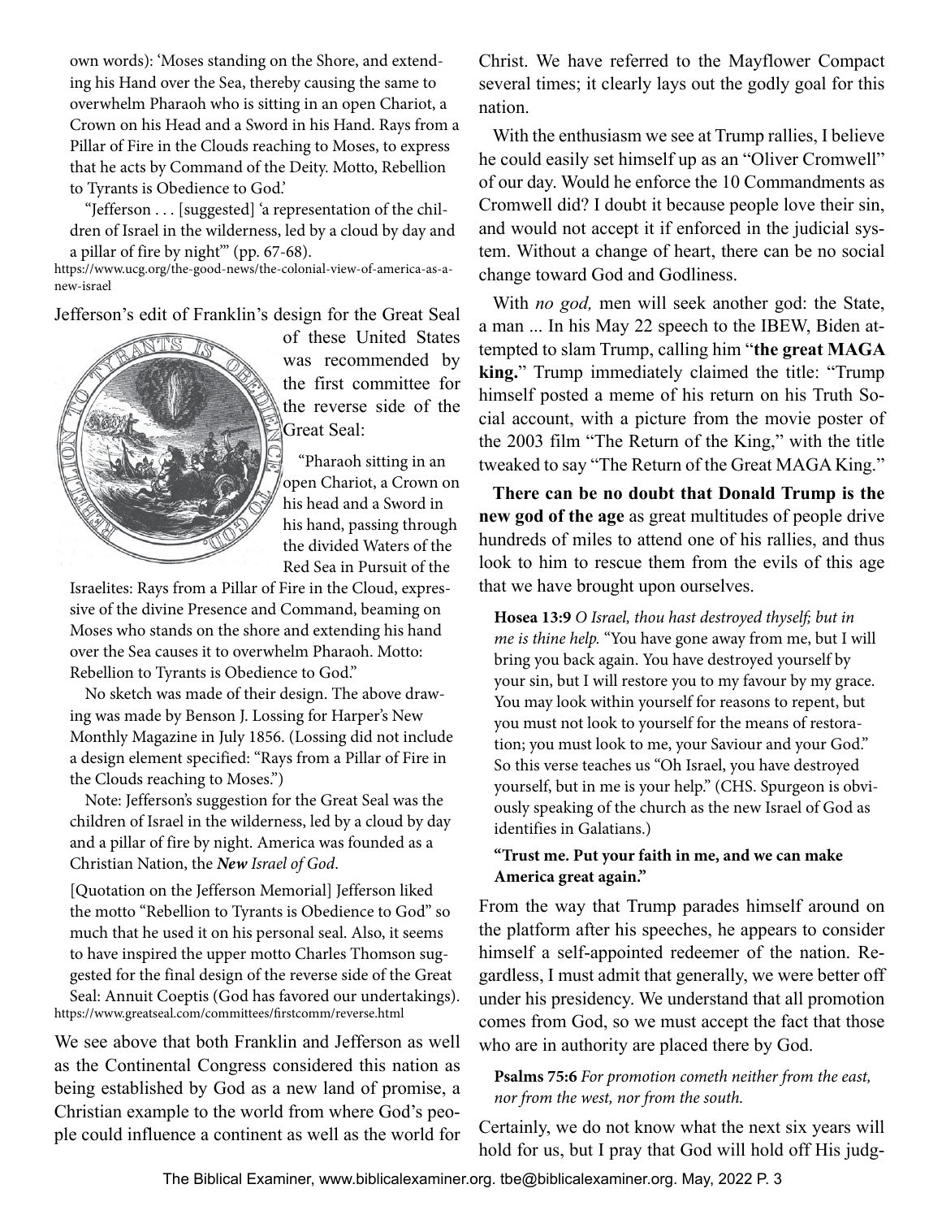own words): 'Moses standing on the Shore, and extending his Hand over the Sea, thereby causing the same to overwhelm Pharaoh who is sitting in an open Chariot, a Crown on his Head and a Sword in his Hand. Rays from a Pillar of Fire in the Clouds reaching to Moses, to express that he acts by Command of the Deity. Motto, Rebellion to Tyrants is Obedience to God.'

"Jefferson . . . [suggested] 'a representation of the children of Israel in the wilderness, led by a cloud by day and a pillar of fire by night'" (pp. 67-68).

https://www.ucg.org/the-good-news/the-colonial-view-of-america-as-a-new-israel

Jefferson's edit of Franklin's design for the Great Seal of these United States was recommended by the first committee for the reverse side of the Great Seal:

"Pharaoh sitting in an open Chariot, a Crown on his head and a Sword in his hand, passing through the divided Waters of the Red Sea in Pursuit of the Israelites: Rays from a Pillar of Fire in the Cloud, expressive of the divine Presence and Command, beaming on Moses who stands on the shore and extending his hand over the Sea causes it to overwhelm Pharaoh. Motto: Rebellion to Tyrants is Obedience to God."

No sketch was made of their design. The above drawing was made by Benson J. Lossing for Harper's New Monthly Magazine in July 1856. (Lossing did not include a design element specified: "Rays from a Pillar of Fire in the Clouds reaching to Moses.")

Note: Jefferson's suggestion for the Great Seal was the children of Israel in the wilderness, led by a cloud by day and a pillar of fire by night. America was founded as a Christian Nation, the ***New** Israel of God*.

[Quotation on the Jefferson Memorial] Jefferson liked the motto "Rebellion to Tyrants is Obedience to God" so much that he used it on his personal seal. Also, it seems to have inspired the upper motto Charles Thomson suggested for the final design of the reverse side of the Great Seal: Annuit Coeptis (God has favored our undertakings).

https://www.greatseal.com/committees/firstcomm/reverse.html

We see above that both Franklin and Jefferson as well as the Continental Congress considered this nation as being established by God as a new land of promise, a Christian example to the world from where God's people could influence a continent as well as the world for Christ. We have referred to the Mayflower Compact several times; it clearly lays out the godly goal for this nation.

With the enthusiasm we see at Trump rallies, I believe he could easily set himself up as an "Oliver Cromwell" of our day. Would he enforce the 10 Commandments as Cromwell did? I doubt it because people love their sin, and would not accept it if enforced in the judicial system. Without a change of heart, there can be no social change toward God and Godliness.

With *no god,* men will seek another god: the State, a man ... In his May 22 speech to the IBEW, Biden attempted to slam Trump, calling him "**the great MAGA king.**" Trump immediately claimed the title: "Trump himself posted a meme of his return on his Truth Social account, with a picture from the movie poster of the 2003 film "The Return of the King," with the title tweaked to say "The Return of the Great MAGA King."

**There can be no doubt that Donald Trump is the new god of the age** as great multitudes of people drive hundreds of miles to attend one of his rallies, and thus look to him to rescue them from the evils of this age that we have brought upon ourselves.

**Hosea 13:9** *O Israel, thou hast destroyed thyself; but in me is thine help.* "You have gone away from me, but I will bring you back again. You have destroyed yourself by your sin, but I will restore you to my favour by my grace. You may look within yourself for reasons to repent, but you must not look to yourself for the means of restoration; you must look to me, your Saviour and your God." So this verse teaches us "Oh Israel, you have destroyed yourself, but in me is your help." (CHS. Spurgeon is obviously speaking of the church as the new Israel of God as identifies in Galatians.)

**"Trust me. Put your faith in me, and we can make America great again."**

From the way that Trump parades himself around on the platform after his speeches, he appears to consider himself a self-appointed redeemer of the nation. Regardless, I must admit that generally, we were better off under his presidency. We understand that all promotion comes from God, so we must accept the fact that those who are in authority are placed there by God.

**Psalms 75:6** *For promotion cometh neither from the east, nor from the west, nor from the south.*

Certainly, we do not know what the next six years will hold for us, but I pray that God will hold off His judg-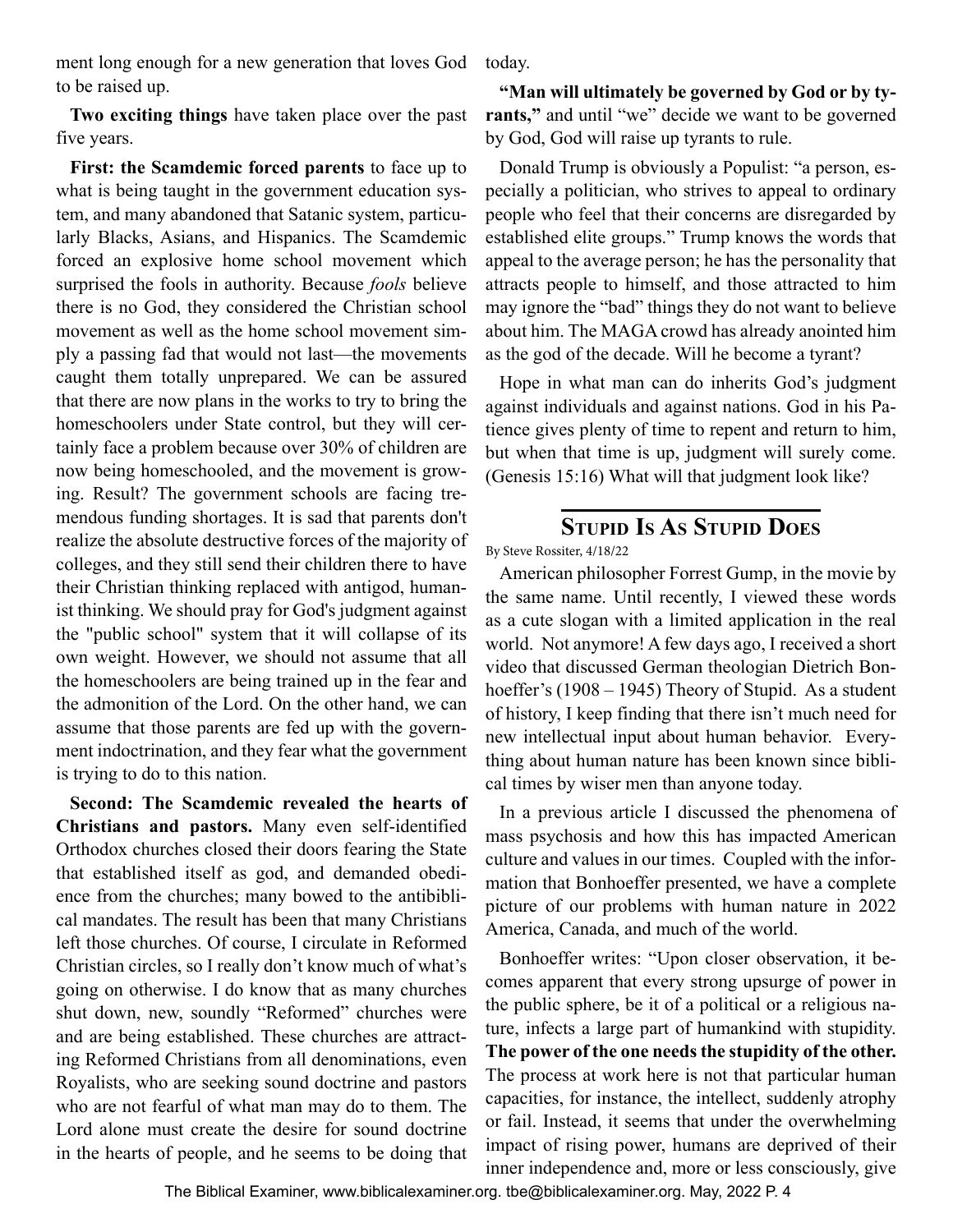ment long enough for a new generation that loves God to be raised up.

**Two exciting things** have taken place over the past five years.

**First: the Scamdemic forced parents** to face up to what is being taught in the government education system, and many abandoned that Satanic system, particularly Blacks, Asians, and Hispanics. The Scamdemic forced an explosive home school movement which surprised the fools in authority. Because *fools* believe there is no God, they considered the Christian school movement as well as the home school movement simply a passing fad that would not last—the movements caught them totally unprepared. We can be assured that there are now plans in the works to try to bring the homeschoolers under State control, but they will certainly face a problem because over 30% of children are now being homeschooled, and the movement is growing. Result? The government schools are facing tremendous funding shortages. It is sad that parents don't realize the absolute destructive forces of the majority of colleges, and they still send their children there to have their Christian thinking replaced with antigod, humanist thinking. We should pray for God's judgment against the "public school" system that it will collapse of its own weight. However, we should not assume that all the homeschoolers are being trained up in the fear and the admonition of the Lord. On the other hand, we can assume that those parents are fed up with the government indoctrination, and they fear what the government is trying to do to this nation.

**Second: The Scamdemic revealed the hearts of Christians and pastors.** Many even self-identified Orthodox churches closed their doors fearing the State that established itself as god, and demanded obedience from the churches; many bowed to the antibiblical mandates. The result has been that many Christians left those churches. Of course, I circulate in Reformed Christian circles, so I really don't know much of what's going on otherwise. I do know that as many churches shut down, new, soundly "Reformed" churches were and are being established. These churches are attracting Reformed Christians from all denominations, even Royalists, who are seeking sound doctrine and pastors who are not fearful of what man may do to them. The Lord alone must create the desire for sound doctrine in the hearts of people, and he seems to be doing that today.

**"Man will ultimately be governed by God or by tyrants,"** and until "we" decide we want to be governed by God, God will raise up tyrants to rule.

Donald Trump is obviously a Populist: "a person, especially a politician, who strives to appeal to ordinary people who feel that their concerns are disregarded by established elite groups." Trump knows the words that appeal to the average person; he has the personality that attracts people to himself, and those attracted to him may ignore the "bad" things they do not want to believe about him. The MAGA crowd has already anointed him as the god of the decade. Will he become a tyrant?

Hope in what man can do inherits God's judgment against individuals and against nations. God in his Patience gives plenty of time to repent and return to him, but when that time is up, judgment will surely come. (Genesis 15:16) What will that judgment look like?

## Stupid Is As Stupid Does

By Steve Rossiter, 4/18/22

American philosopher Forrest Gump, in the movie by the same name. Until recently, I viewed these words as a cute slogan with a limited application in the real world. Not anymore! A few days ago, I received a short video that discussed German theologian Dietrich Bonhoeffer's (1908 – 1945) Theory of Stupid. As a student of history, I keep finding that there isn't much need for new intellectual input about human behavior. Everything about human nature has been known since biblical times by wiser men than anyone today.

In a previous article I discussed the phenomena of mass psychosis and how this has impacted American culture and values in our times. Coupled with the information that Bonhoeffer presented, we have a complete picture of our problems with human nature in 2022 America, Canada, and much of the world.

Bonhoeffer writes: "Upon closer observation, it becomes apparent that every strong upsurge of power in the public sphere, be it of a political or a religious nature, infects a large part of humankind with stupidity. **The power of the one needs the stupidity of the other.** The process at work here is not that particular human capacities, for instance, the intellect, suddenly atrophy or fail. Instead, it seems that under the overwhelming impact of rising power, humans are deprived of their inner independence and, more or less consciously, give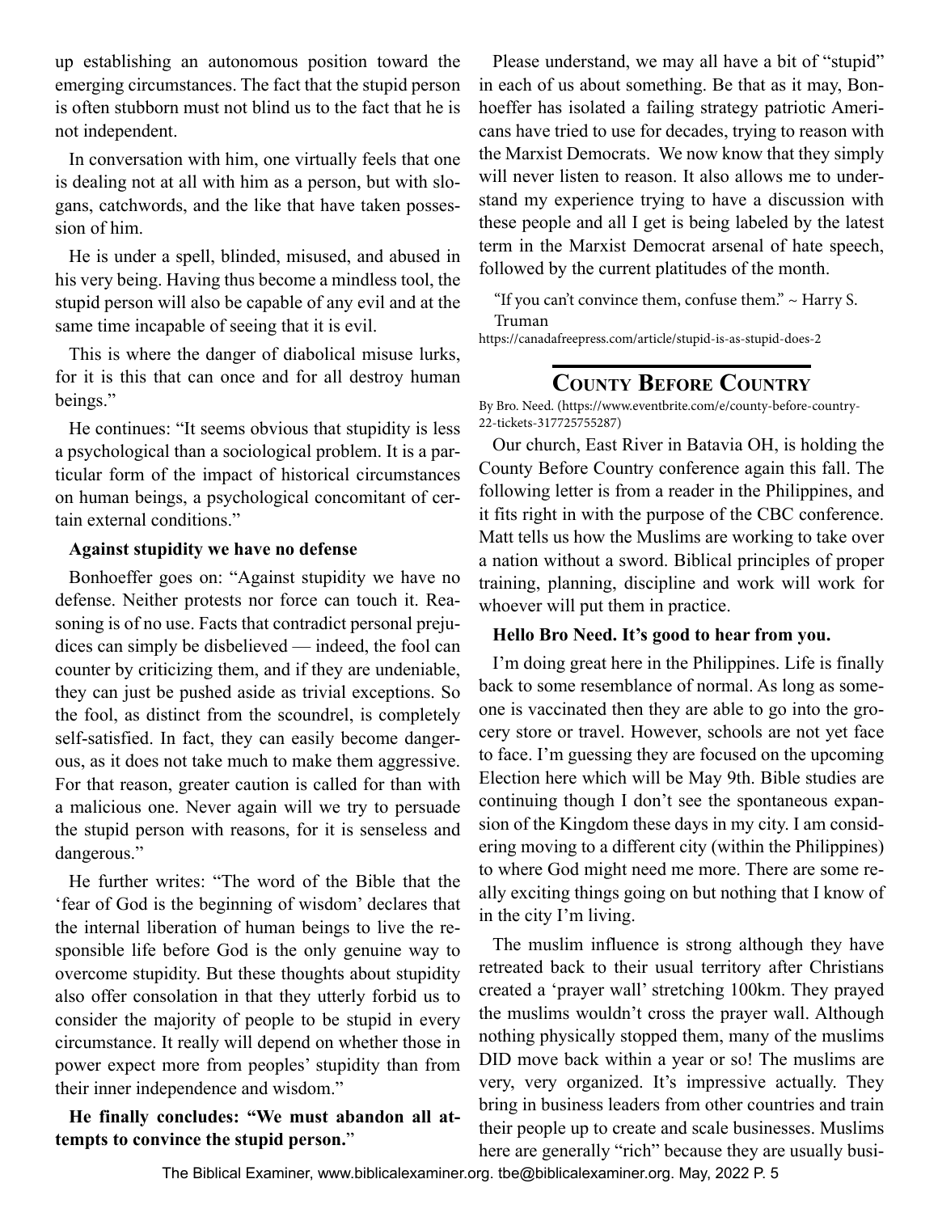up establishing an autonomous position toward the emerging circumstances. The fact that the stupid person is often stubborn must not blind us to the fact that he is not independent.

In conversation with him, one virtually feels that one is dealing not at all with him as a person, but with slogans, catchwords, and the like that have taken possession of him.

He is under a spell, blinded, misused, and abused in his very being. Having thus become a mindless tool, the stupid person will also be capable of any evil and at the same time incapable of seeing that it is evil.

This is where the danger of diabolical misuse lurks, for it is this that can once and for all destroy human beings."

He continues: "It seems obvious that stupidity is less a psychological than a sociological problem. It is a particular form of the impact of historical circumstances on human beings, a psychological concomitant of certain external conditions."

**Against stupidity we have no defense**

Bonhoeffer goes on: "Against stupidity we have no defense. Neither protests nor force can touch it. Reasoning is of no use. Facts that contradict personal prejudices can simply be disbelieved — indeed, the fool can counter by criticizing them, and if they are undeniable, they can just be pushed aside as trivial exceptions. So the fool, as distinct from the scoundrel, is completely self-satisfied. In fact, they can easily become dangerous, as it does not take much to make them aggressive. For that reason, greater caution is called for than with a malicious one. Never again will we try to persuade the stupid person with reasons, for it is senseless and dangerous."

He further writes: "The word of the Bible that the 'fear of God is the beginning of wisdom' declares that the internal liberation of human beings to live the responsible life before God is the only genuine way to overcome stupidity. But these thoughts about stupidity also offer consolation in that they utterly forbid us to consider the majority of people to be stupid in every circumstance. It really will depend on whether those in power expect more from peoples' stupidity than from their inner independence and wisdom."

**He finally concludes: "We must abandon all attempts to convince the stupid person."**

Please understand, we may all have a bit of "stupid" in each of us about something. Be that as it may, Bonhoeffer has isolated a failing strategy patriotic Americans have tried to use for decades, trying to reason with the Marxist Democrats. We now know that they simply will never listen to reason. It also allows me to understand my experience trying to have a discussion with these people and all I get is being labeled by the latest term in the Marxist Democrat arsenal of hate speech, followed by the current platitudes of the month.

"If you can't convince them, confuse them." ~ Harry S. Truman

https://canadafreepress.com/article/stupid-is-as-stupid-does-2

## County Before Country

By Bro. Need. (https://www.eventbrite.com/e/county-before-country-22-tickets-317725755287)

Our church, East River in Batavia OH, is holding the County Before Country conference again this fall. The following letter is from a reader in the Philippines, and it fits right in with the purpose of the CBC conference. Matt tells us how the Muslims are working to take over a nation without a sword. Biblical principles of proper training, planning, discipline and work will work for whoever will put them in practice.

**Hello Bro Need. It's good to hear from you.**

I'm doing great here in the Philippines. Life is finally back to some resemblance of normal. As long as someone is vaccinated then they are able to go into the grocery store or travel. However, schools are not yet face to face. I'm guessing they are focused on the upcoming Election here which will be May 9th. Bible studies are continuing though I don't see the spontaneous expansion of the Kingdom these days in my city. I am considering moving to a different city (within the Philippines) to where God might need me more. There are some really exciting things going on but nothing that I know of in the city I'm living.

The muslim influence is strong although they have retreated back to their usual territory after Christians created a 'prayer wall' stretching 100km. They prayed the muslims wouldn't cross the prayer wall. Although nothing physically stopped them, many of the muslims DID move back within a year or so! The muslims are very, very organized. It's impressive actually. They bring in business leaders from other countries and train their people up to create and scale businesses. Muslims here are generally "rich" because they are usually busi-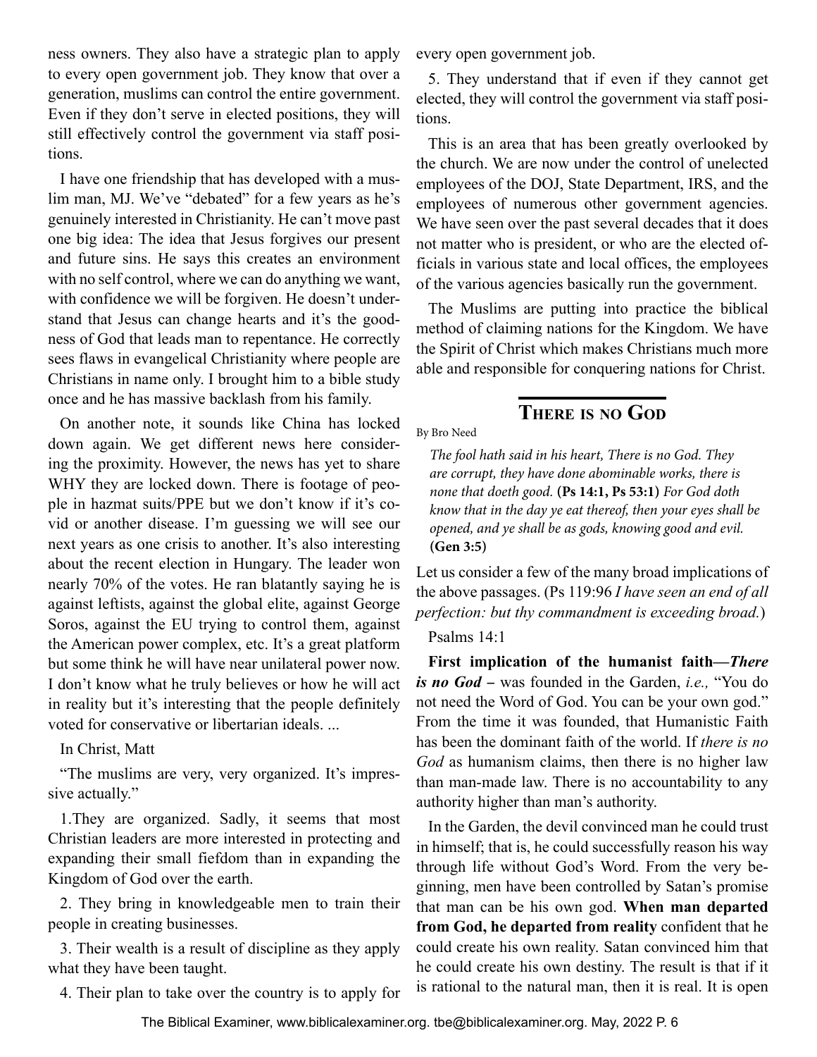ness owners. They also have a strategic plan to apply to every open government job. They know that over a generation, muslims can control the entire government. Even if they don't serve in elected positions, they will still effectively control the government via staff positions.

I have one friendship that has developed with a muslim man, MJ. We've "debated" for a few years as he's genuinely interested in Christianity. He can't move past one big idea: The idea that Jesus forgives our present and future sins. He says this creates an environment with no self control, where we can do anything we want, with confidence we will be forgiven. He doesn't understand that Jesus can change hearts and it's the goodness of God that leads man to repentance. He correctly sees flaws in evangelical Christianity where people are Christians in name only. I brought him to a bible study once and he has massive backlash from his family.

On another note, it sounds like China has locked down again. We get different news here considering the proximity. However, the news has yet to share WHY they are locked down. There is footage of people in hazmat suits/PPE but we don't know if it's covid or another disease. I'm guessing we will see our next years as one crisis to another. It's also interesting about the recent election in Hungary. The leader won nearly 70% of the votes. He ran blatantly saying he is against leftists, against the global elite, against George Soros, against the EU trying to control them, against the American power complex, etc. It's a great platform but some think he will have near unilateral power now. I don't know what he truly believes or how he will act in reality but it's interesting that the people definitely voted for conservative or libertarian ideals. ...

In Christ, Matt

"The muslims are very, very organized. It's impressive actually."

1.They are organized. Sadly, it seems that most Christian leaders are more interested in protecting and expanding their small fiefdom than in expanding the Kingdom of God over the earth.

2. They bring in knowledgeable men to train their people in creating businesses.

3. Their wealth is a result of discipline as they apply what they have been taught.

4. Their plan to take over the country is to apply for every open government job.

5. They understand that if even if they cannot get elected, they will control the government via staff positions.

This is an area that has been greatly overlooked by the church. We are now under the control of unelected employees of the DOJ, State Department, IRS, and the employees of numerous other government agencies. We have seen over the past several decades that it does not matter who is president, or who are the elected officials in various state and local offices, the employees of the various agencies basically run the government.

The Muslims are putting into practice the biblical method of claiming nations for the Kingdom. We have the Spirit of Christ which makes Christians much more able and responsible for conquering nations for Christ.

## There is no God

By Bro Need

> *The fool hath said in his heart, There is no God. They are corrupt, they have done abominable works, there is none that doeth good.* **(Ps 14:1, Ps 53:1)** *For God doth know that in the day ye eat thereof, then your eyes shall be opened, and ye shall be as gods, knowing good and evil.* **(Gen 3:5)**

Let us consider a few of the many broad implications of the above passages. (Ps 119:96 *I have seen an end of all perfection: but thy commandment is exceeding broad.*)

Psalms 14:1

**First implication of the humanist faith—*There is no God*** – was founded in the Garden, *i.e.,* "You do not need the Word of God. You can be your own god." From the time it was founded, that Humanistic Faith has been the dominant faith of the world. If *there is no God* as humanism claims, then there is no higher law than man-made law. There is no accountability to any authority higher than man's authority.

In the Garden, the devil convinced man he could trust in himself; that is, he could successfully reason his way through life without God's Word. From the very beginning, men have been controlled by Satan's promise that man can be his own god. **When man departed from God, he departed from reality** confident that he could create his own reality. Satan convinced him that he could create his own destiny. The result is that if it is rational to the natural man, then it is real. It is open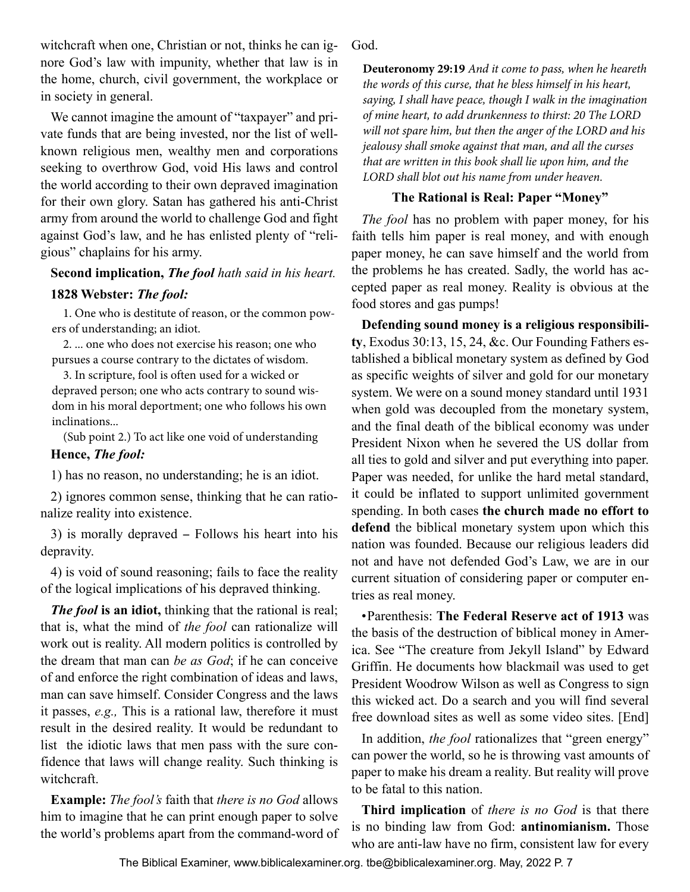witchcraft when one, Christian or not, thinks he can ignore God's law with impunity, whether that law is in the home, church, civil government, the workplace or in society in general.

We cannot imagine the amount of "taxpayer" and private funds that are being invested, nor the list of well-known religious men, wealthy men and corporations seeking to overthrow God, void His laws and control the world according to their own depraved imagination for their own glory. Satan has gathered his anti-Christ army from around the world to challenge God and fight against God's law, and he has enlisted plenty of "religious" chaplains for his army.

**Second implication, *The fool*** *hath said in his heart.*

**1828 Webster: *The fool:***

1. One who is destitute of reason, or the common powers of understanding; an idiot.

2. ... one who does not exercise his reason; one who pursues a course contrary to the dictates of wisdom.

3. In scripture, fool is often used for a wicked or depraved person; one who acts contrary to sound wisdom in his moral deportment; one who follows his own inclinations...

(Sub point 2.) To act like one void of understanding

**Hence, *The fool:***

1) has no reason, no understanding; he is an idiot.

2) ignores common sense, thinking that he can rationalize reality into existence.

3) is morally depraved – Follows his heart into his depravity.

4) is void of sound reasoning; fails to face the reality of the logical implications of his depraved thinking.

***The fool* is an idiot,** thinking that the rational is real; that is, what the mind of *the fool* can rationalize will work out is reality. All modern politics is controlled by the dream that man can *be as God*; if he can conceive of and enforce the right combination of ideas and laws, man can save himself. Consider Congress and the laws it passes, *e.g.,* This is a rational law, therefore it must result in the desired reality. It would be redundant to list the idiotic laws that men pass with the sure confidence that laws will change reality. Such thinking is witchcraft.

**Example:** *The fool's* faith that *there is no God* allows him to imagine that he can print enough paper to solve the world's problems apart from the command-word of God.

**Deuteronomy 29:19** *And it come to pass, when he heareth the words of this curse, that he bless himself in his heart, saying, I shall have peace, though I walk in the imagination of mine heart, to add drunkenness to thirst: 20 The LORD will not spare him, but then the anger of the LORD and his jealousy shall smoke against that man, and all the curses that are written in this book shall lie upon him, and the LORD shall blot out his name from under heaven.*

### The Rational is Real: Paper "Money"

*The fool* has no problem with paper money, for his faith tells him paper is real money, and with enough paper money, he can save himself and the world from the problems he has created. Sadly, the world has accepted paper as real money. Reality is obvious at the food stores and gas pumps!

**Defending sound money is a religious responsibility**, Exodus 30:13, 15, 24, &c. Our Founding Fathers established a biblical monetary system as defined by God as specific weights of silver and gold for our monetary system. We were on a sound money standard until 1931 when gold was decoupled from the monetary system, and the final death of the biblical economy was under President Nixon when he severed the US dollar from all ties to gold and silver and put everything into paper. Paper was needed, for unlike the hard metal standard, it could be inflated to support unlimited government spending. In both cases **the church made no effort to defend** the biblical monetary system upon which this nation was founded. Because our religious leaders did not and have not defended God's Law, we are in our current situation of considering paper or computer entries as real money.

•Parenthesis: **The Federal Reserve act of 1913** was the basis of the destruction of biblical money in America. See "The creature from Jekyll Island" by Edward Griffin. He documents how blackmail was used to get President Woodrow Wilson as well as Congress to sign this wicked act. Do a search and you will find several free download sites as well as some video sites. [End]

In addition, *the fool* rationalizes that "green energy" can power the world, so he is throwing vast amounts of paper to make his dream a reality. But reality will prove to be fatal to this nation.

**Third implication** of *there is no God* is that there is no binding law from God: **antinomianism.** Those who are anti-law have no firm, consistent law for every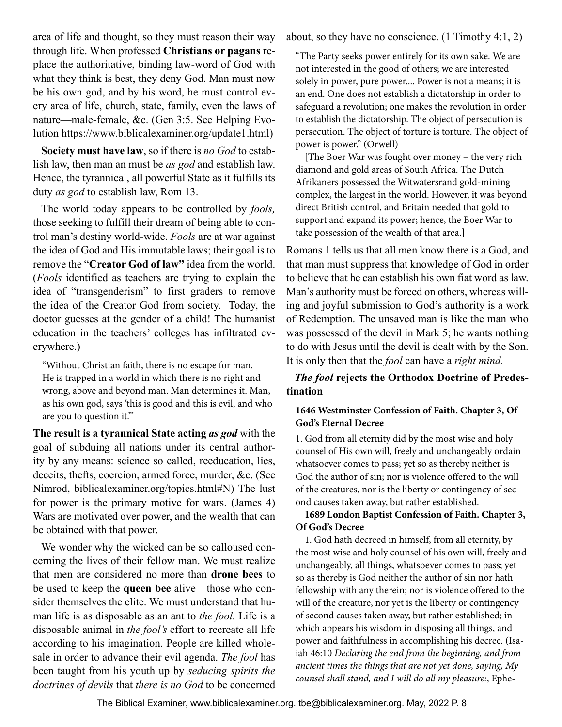area of life and thought, so they must reason their way through life. When professed **Christians or pagans** replace the authoritative, binding law-word of God with what they think is best, they deny God. Man must now be his own god, and by his word, he must control every area of life, church, state, family, even the laws of nature—male-female, &c. (Gen 3:5. See Helping Evolution https://www.biblicalexaminer.org/update1.html)

**Society must have law**, so if there is *no God* to establish law, then man an must be *as god* and establish law. Hence, the tyrannical, all powerful State as it fulfills its duty *as god* to establish law, Rom 13.

The world today appears to be controlled by *fools,* those seeking to fulfill their dream of being able to control man's destiny world-wide. *Fools* are at war against the idea of God and His immutable laws; their goal is to remove the "**Creator God of law"** idea from the world. (*Fools* identified as teachers are trying to explain the idea of "transgenderism" to first graders to remove the idea of the Creator God from society. Today, the doctor guesses at the gender of a child! The humanist education in the teachers' colleges has infiltrated everywhere.)

> "Without Christian faith, there is no escape for man. He is trapped in a world in which there is no right and wrong, above and beyond man. Man determines it. Man, as his own god, says 'this is good and this is evil, and who are you to question it.'"

**The result is a tyrannical State acting *as god*** with the goal of subduing all nations under its central authority by any means: science so called, reeducation, lies, deceits, thefts, coercion, armed force, murder, &c. (See Nimrod, biblicalexaminer.org/topics.html#N) The lust for power is the primary motive for wars. (James 4) Wars are motivated over power, and the wealth that can be obtained with that power.

We wonder why the wicked can be so calloused concerning the lives of their fellow man. We must realize that men are considered no more than **drone bees** to be used to keep the **queen bee** alive—those who consider themselves the elite. We must understand that human life is as disposable as an ant to *the fool.* Life is a disposable animal in *the fool's* effort to recreate all life according to his imagination. People are killed wholesale in order to advance their evil agenda. *The fool* has been taught from his youth up by *seducing spirits the doctrines of devils* that *there is no God* to be concerned about, so they have no conscience. (1 Timothy 4:1, 2)

> "The Party seeks power entirely for its own sake. We are not interested in the good of others; we are interested solely in power, pure power.... Power is not a means; it is an end. One does not establish a dictatorship in order to safeguard a revolution; one makes the revolution in order to establish the dictatorship. The object of persecution is persecution. The object of torture is torture. The object of power is power." (Orwell)
>
> [The Boer War was fought over money – the very rich diamond and gold areas of South Africa. The Dutch Afrikaners possessed the Witwatersrand gold-mining complex, the largest in the world. However, it was beyond direct British control, and Britain needed that gold to support and expand its power; hence, the Boer War to take possession of the wealth of that area.]

Romans 1 tells us that all men know there is a God, and that man must suppress that knowledge of God in order to believe that he can establish his own fiat word as law. Man's authority must be forced on others, whereas willing and joyful submission to God's authority is a work of Redemption. The unsaved man is like the man who was possessed of the devil in Mark 5; he wants nothing to do with Jesus until the devil is dealt with by the Son. It is only then that the *fool* can have a *right mind.*

### ***The fool*** **rejects the Orthodox Doctrine of Predestination**

> **1646 Westminster Confession of Faith. Chapter 3, Of God's Eternal Decree**
>
> 1. God from all eternity did by the most wise and holy counsel of His own will, freely and unchangeably ordain whatsoever comes to pass; yet so as thereby neither is God the author of sin; nor is violence offered to the will of the creatures, nor is the liberty or contingency of second causes taken away, but rather established.
>
> **1689 London Baptist Confession of Faith. Chapter 3, Of God's Decree**
>
> 1. God hath decreed in himself, from all eternity, by the most wise and holy counsel of his own will, freely and unchangeably, all things, whatsoever comes to pass; yet so as thereby is God neither the author of sin nor hath fellowship with any therein; nor is violence offered to the will of the creature, nor yet is the liberty or contingency of second causes taken away, but rather established; in which appears his wisdom in disposing all things, and power and faithfulness in accomplishing his decree. (Isaiah 46:10 *Declaring the end from the beginning, and from ancient times the things that are not yet done, saying, My counsel shall stand, and I will do all my pleasure:*, Ephe-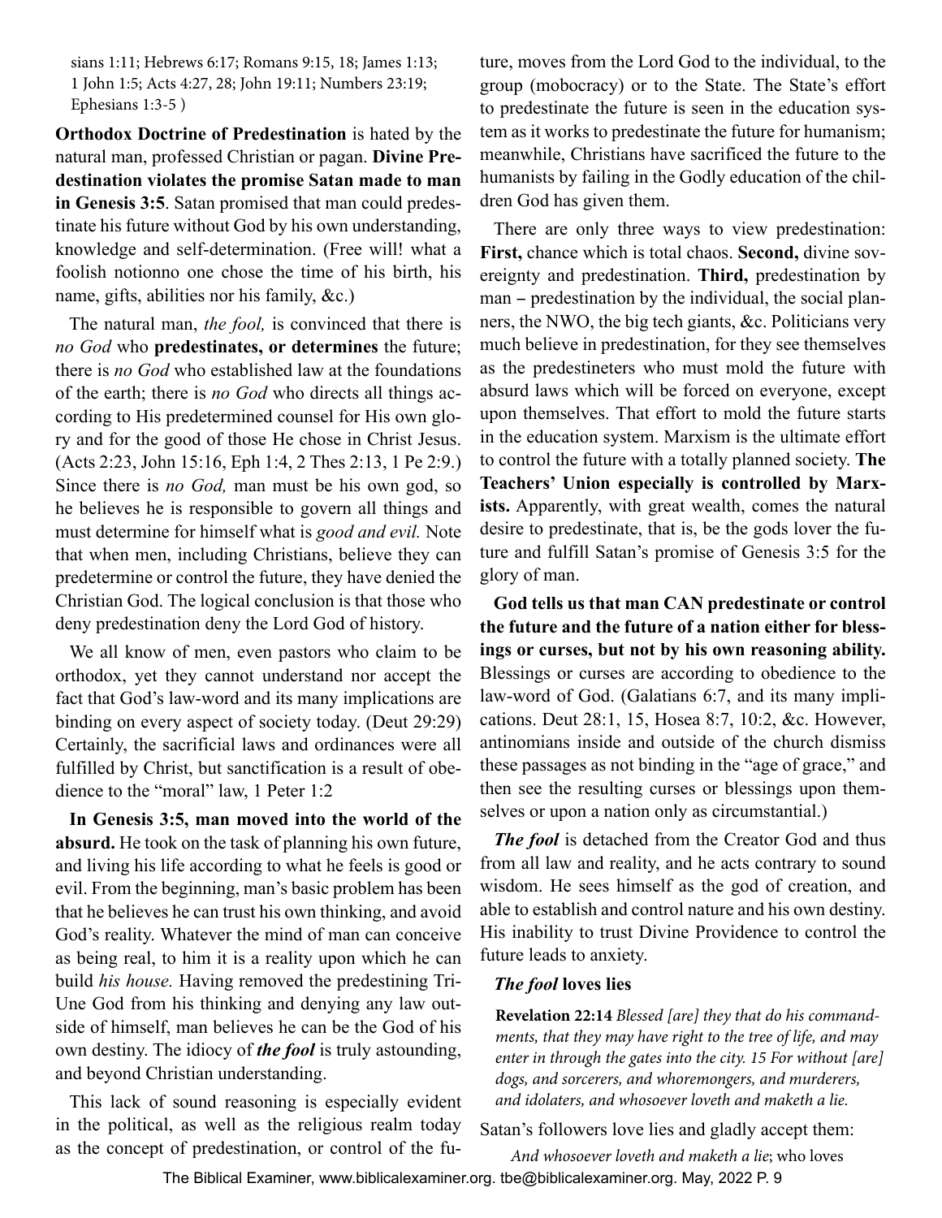sians 1:11; Hebrews 6:17; Romans 9:15, 18; James 1:13; 1 John 1:5; Acts 4:27, 28; John 19:11; Numbers 23:19; Ephesians 1:3-5 )

**Orthodox Doctrine of Predestination** is hated by the natural man, professed Christian or pagan. **Divine Predestination violates the promise Satan made to man in Genesis 3:5**. Satan promised that man could predestinate his future without God by his own understanding, knowledge and self-determination. (Free will! what a foolish notionno one chose the time of his birth, his name, gifts, abilities nor his family, &c.)

The natural man, *the fool,* is convinced that there is *no God* who **predestinates, or determines** the future; there is *no God* who established law at the foundations of the earth; there is *no God* who directs all things according to His predetermined counsel for His own glory and for the good of those He chose in Christ Jesus. (Acts 2:23, John 15:16, Eph 1:4, 2 Thes 2:13, 1 Pe 2:9.) Since there is *no God,* man must be his own god, so he believes he is responsible to govern all things and must determine for himself what is *good and evil.* Note that when men, including Christians, believe they can predetermine or control the future, they have denied the Christian God. The logical conclusion is that those who deny predestination deny the Lord God of history.

We all know of men, even pastors who claim to be orthodox, yet they cannot understand nor accept the fact that God's law-word and its many implications are binding on every aspect of society today. (Deut 29:29) Certainly, the sacrificial laws and ordinances were all fulfilled by Christ, but sanctification is a result of obedience to the "moral" law, 1 Peter 1:2

**In Genesis 3:5, man moved into the world of the absurd.** He took on the task of planning his own future, and living his life according to what he feels is good or evil. From the beginning, man's basic problem has been that he believes he can trust his own thinking, and avoid God's reality. Whatever the mind of man can conceive as being real, to him it is a reality upon which he can build *his house.* Having removed the predestining Tri-Une God from his thinking and denying any law outside of himself, man believes he can be the God of his own destiny. The idiocy of ***the fool*** is truly astounding, and beyond Christian understanding.

This lack of sound reasoning is especially evident in the political, as well as the religious realm today as the concept of predestination, or control of the future, moves from the Lord God to the individual, to the group (mobocracy) or to the State. The State's effort to predestinate the future is seen in the education system as it works to predestinate the future for humanism; meanwhile, Christians have sacrificed the future to the humanists by failing in the Godly education of the children God has given them.

There are only three ways to view predestination: **First,** chance which is total chaos. **Second,** divine sovereignty and predestination. **Third,** predestination by man – predestination by the individual, the social planners, the NWO, the big tech giants, &c. Politicians very much believe in predestination, for they see themselves as the predestineters who must mold the future with absurd laws which will be forced on everyone, except upon themselves. That effort to mold the future starts in the education system. Marxism is the ultimate effort to control the future with a totally planned society. **The Teachers' Union especially is controlled by Marxists.** Apparently, with great wealth, comes the natural desire to predestinate, that is, be the gods lover the future and fulfill Satan's promise of Genesis 3:5 for the glory of man.

**God tells us that man CAN predestinate or control the future and the future of a nation either for blessings or curses, but not by his own reasoning ability.** Blessings or curses are according to obedience to the law-word of God. (Galatians 6:7, and its many implications. Deut 28:1, 15, Hosea 8:7, 10:2, &c. However, antinomians inside and outside of the church dismiss these passages as not binding in the "age of grace," and then see the resulting curses or blessings upon themselves or upon a nation only as circumstantial.)

***The fool*** is detached from the Creator God and thus from all law and reality, and he acts contrary to sound wisdom. He sees himself as the god of creation, and able to establish and control nature and his own destiny. His inability to trust Divine Providence to control the future leads to anxiety.

### *The fool* loves lies

**Revelation 22:14** *Blessed [are] they that do his commandments, that they may have right to the tree of life, and may enter in through the gates into the city. 15 For without [are] dogs, and sorcerers, and whoremongers, and murderers, and idolaters, and whosoever loveth and maketh a lie.*

Satan's followers love lies and gladly accept them:

*And whosoever loveth and maketh a lie*; who loves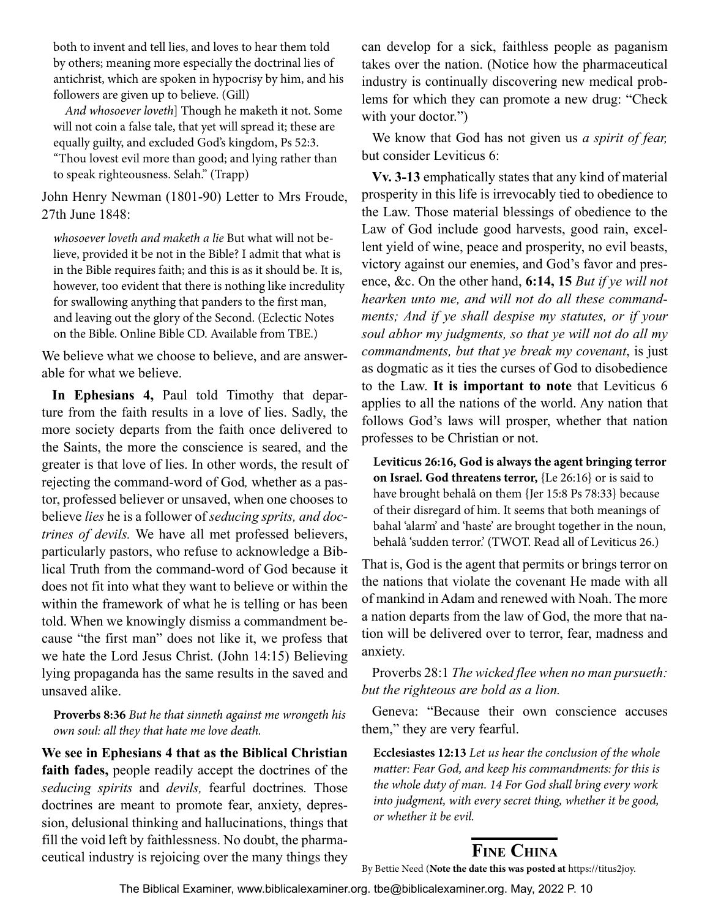both to invent and tell lies, and loves to hear them told by others; meaning more especially the doctrinal lies of antichrist, which are spoken in hypocrisy by him, and his followers are given up to believe. (Gill)

*And whosoever loveth*] Though he maketh it not. Some will not coin a false tale, that yet will spread it; these are equally guilty, and excluded God's kingdom, Ps 52:3. "Thou lovest evil more than good; and lying rather than to speak righteousness. Selah." (Trapp)

John Henry Newman (1801-90) Letter to Mrs Froude, 27th June 1848:

> *whosoever loveth and maketh a lie* But what will not believe, provided it be not in the Bible? I admit that what is in the Bible requires faith; and this is as it should be. It is, however, too evident that there is nothing like incredulity for swallowing anything that panders to the first man, and leaving out the glory of the Second. (Eclectic Notes on the Bible. Online Bible CD. Available from TBE.)

We believe what we choose to believe, and are answerable for what we believe.

**In Ephesians 4,** Paul told Timothy that departure from the faith results in a love of lies. Sadly, the more society departs from the faith once delivered to the Saints, the more the conscience is seared, and the greater is that love of lies. In other words, the result of rejecting the command-word of God, whether as a pastor, professed believer or unsaved, when one chooses to believe *lies* he is a follower of *seducing sprits, and doctrines of devils.* We have all met professed believers, particularly pastors, who refuse to acknowledge a Biblical Truth from the command-word of God because it does not fit into what they want to believe or within the within the framework of what he is telling or has been told. When we knowingly dismiss a commandment because "the first man" does not like it, we profess that we hate the Lord Jesus Christ. (John 14:15) Believing lying propaganda has the same results in the saved and unsaved alike.

> **Proverbs 8:36** *But he that sinneth against me wrongeth his own soul: all they that hate me love death.*

**We see in Ephesians 4 that as the Biblical Christian faith fades,** people readily accept the doctrines of the *seducing spirits* and *devils,* fearful doctrines. Those doctrines are meant to promote fear, anxiety, depression, delusional thinking and hallucinations, things that fill the void left by faithlessness. No doubt, the pharmaceutical industry is rejoicing over the many things they can develop for a sick, faithless people as paganism takes over the nation. (Notice how the pharmaceutical industry is continually discovering new medical problems for which they can promote a new drug: "Check with your doctor.")

We know that God has not given us *a spirit of fear,* but consider Leviticus 6:

**Vv. 3-13** emphatically states that any kind of material prosperity in this life is irrevocably tied to obedience to the Law. Those material blessings of obedience to the Law of God include good harvests, good rain, excellent yield of wine, peace and prosperity, no evil beasts, victory against our enemies, and God's favor and presence, &c. On the other hand, **6:14, 15** *But if ye will not hearken unto me, and will not do all these commandments; And if ye shall despise my statutes, or if your soul abhor my judgments, so that ye will not do all my commandments, but that ye break my covenant*, is just as dogmatic as it ties the curses of God to disobedience to the Law. **It is important to note** that Leviticus 6 applies to all the nations of the world. Any nation that follows God's laws will prosper, whether that nation professes to be Christian or not.

> **Leviticus 26:16, God is always the agent bringing terror on Israel. God threatens terror,** {Le 26:16} or is said to have brought behalâ on them {Jer 15:8 Ps 78:33} because of their disregard of him. It seems that both meanings of bahal 'alarm' and 'haste' are brought together in the noun, behalâ 'sudden terror.' (TWOT. Read all of Leviticus 26.)

That is, God is the agent that permits or brings terror on the nations that violate the covenant He made with all of mankind in Adam and renewed with Noah. The more a nation departs from the law of God, the more that nation will be delivered over to terror, fear, madness and anxiety.

Proverbs 28:1 *The wicked flee when no man pursueth: but the righteous are bold as a lion.*

Geneva: "Because their own conscience accuses them," they are very fearful.

> **Ecclesiastes 12:13** *Let us hear the conclusion of the whole matter: Fear God, and keep his commandments: for this is the whole duty of man. 14 For God shall bring every work into judgment, with every secret thing, whether it be good, or whether it be evil.*

## Fine China

By Bettie Need (**Note the date this was posted at** https://titus2joy.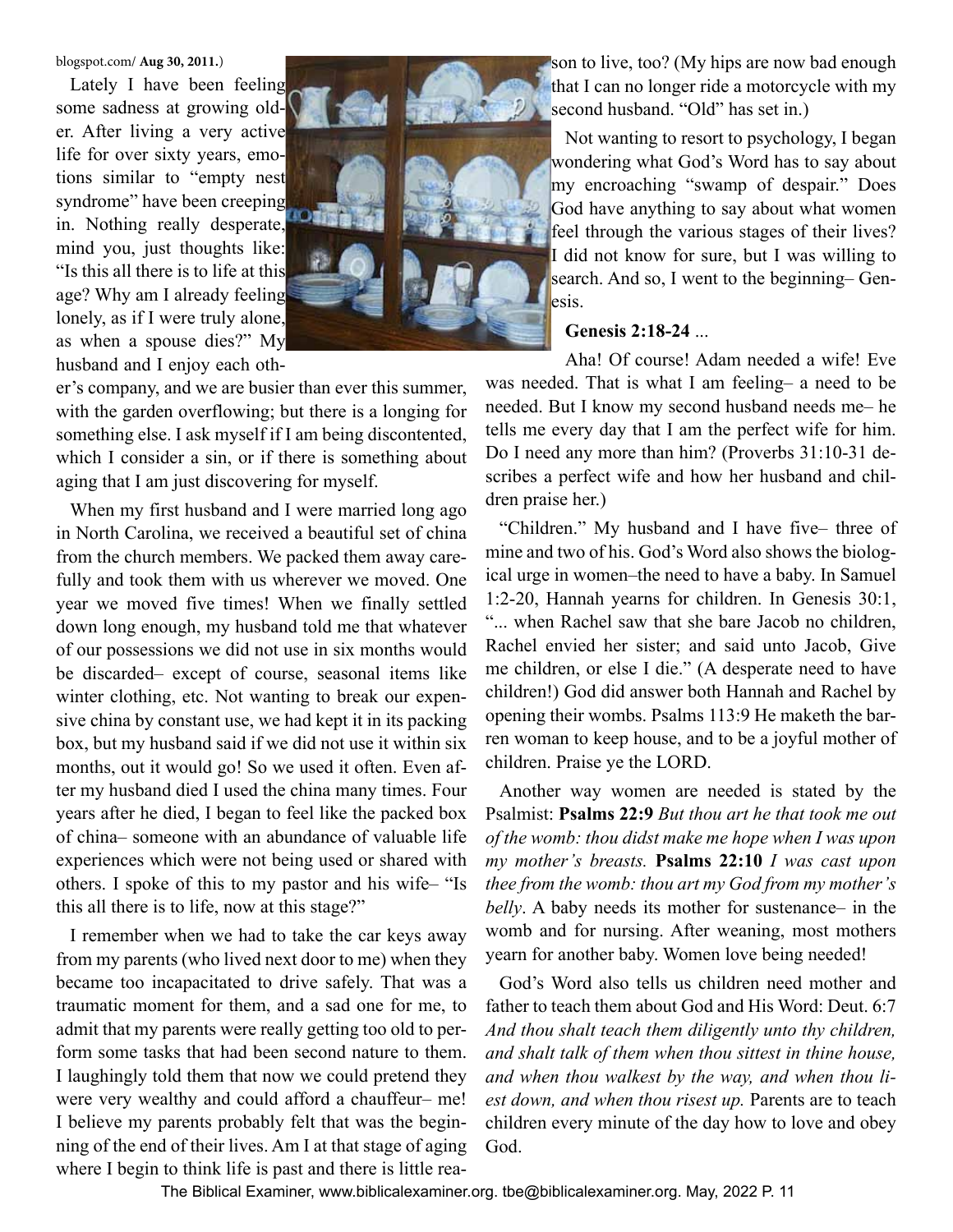blogspot.com/ **Aug 30, 2011.**)

Lately I have been feeling some sadness at growing older. After living a very active life for over sixty years, emotions similar to "empty nest syndrome" have been creeping in. Nothing really desperate, mind you, just thoughts like: "Is this all there is to life at this age? Why am I already feeling lonely, as if I were truly alone, as when a spouse dies?" My husband and I enjoy each other's company, and we are busier than ever this summer, with the garden overflowing; but there is a longing for something else. I ask myself if I am being discontented, which I consider a sin, or if there is something about aging that I am just discovering for myself.

When my first husband and I were married long ago in North Carolina, we received a beautiful set of china from the church members. We packed them away carefully and took them with us wherever we moved. One year we moved five times! When we finally settled down long enough, my husband told me that whatever of our possessions we did not use in six months would be discarded– except of course, seasonal items like winter clothing, etc. Not wanting to break our expensive china by constant use, we had kept it in its packing box, but my husband said if we did not use it within six months, out it would go! So we used it often. Even after my husband died I used the china many times. Four years after he died, I began to feel like the packed box of china– someone with an abundance of valuable life experiences which were not being used or shared with others. I spoke of this to my pastor and his wife– "Is this all there is to life, now at this stage?"

I remember when we had to take the car keys away from my parents (who lived next door to me) when they became too incapacitated to drive safely. That was a traumatic moment for them, and a sad one for me, to admit that my parents were really getting too old to perform some tasks that had been second nature to them. I laughingly told them that now we could pretend they were very wealthy and could afford a chauffeur– me! I believe my parents probably felt that was the beginning of the end of their lives. Am I at that stage of aging where I begin to think life is past and there is little reason to live, too? (My hips are now bad enough that I can no longer ride a motorcycle with my second husband. "Old" has set in.)

Not wanting to resort to psychology, I began wondering what God's Word has to say about my encroaching "swamp of despair." Does God have anything to say about what women feel through the various stages of their lives? I did not know for sure, but I was willing to search. And so, I went to the beginning– Genesis.

**Genesis 2:18-24** ...

Aha! Of course! Adam needed a wife! Eve was needed. That is what I am feeling– a need to be needed. But I know my second husband needs me– he tells me every day that I am the perfect wife for him. Do I need any more than him? (Proverbs 31:10-31 describes a perfect wife and how her husband and children praise her.)

"Children." My husband and I have five– three of mine and two of his. God's Word also shows the biological urge in women–the need to have a baby. In Samuel 1:2-20, Hannah yearns for children. In Genesis 30:1, "... when Rachel saw that she bare Jacob no children, Rachel envied her sister; and said unto Jacob, Give me children, or else I die." (A desperate need to have children!) God did answer both Hannah and Rachel by opening their wombs. Psalms 113:9 He maketh the barren woman to keep house, and to be a joyful mother of children. Praise ye the LORD.

Another way women are needed is stated by the Psalmist: **Psalms 22:9** *But thou art he that took me out of the womb: thou didst make me hope when I was upon my mother's breasts.* **Psalms 22:10** *I was cast upon thee from the womb: thou art my God from my mother's belly*. A baby needs its mother for sustenance– in the womb and for nursing. After weaning, most mothers yearn for another baby. Women love being needed!

God's Word also tells us children need mother and father to teach them about God and His Word: Deut. 6:7 *And thou shalt teach them diligently unto thy children, and shalt talk of them when thou sittest in thine house, and when thou walkest by the way, and when thou liest down, and when thou risest up.* Parents are to teach children every minute of the day how to love and obey God.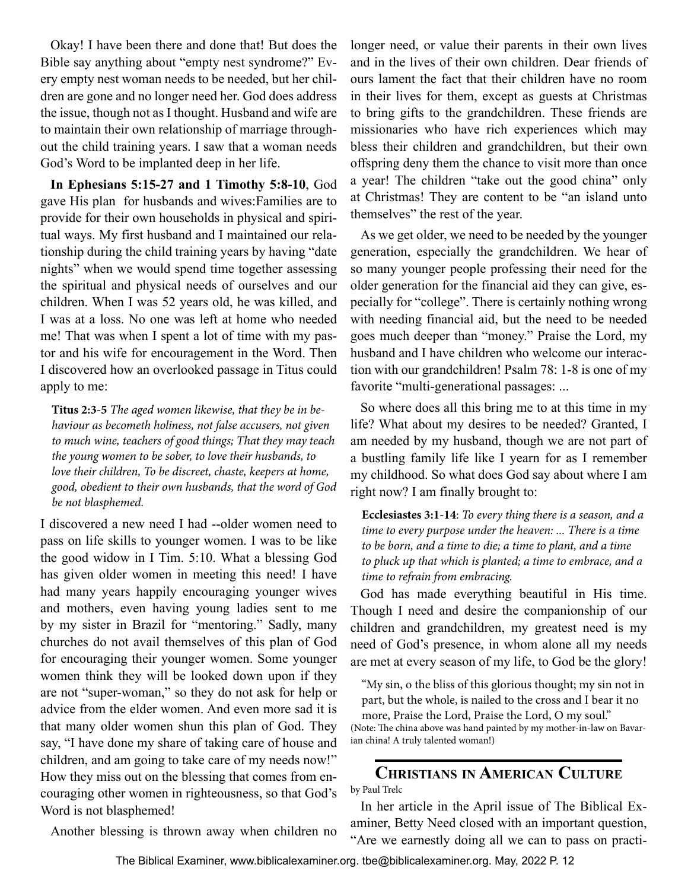Okay! I have been there and done that! But does the Bible say anything about "empty nest syndrome?" Every empty nest woman needs to be needed, but her children are gone and no longer need her. God does address the issue, though not as I thought. Husband and wife are to maintain their own relationship of marriage throughout the child training years. I saw that a woman needs God's Word to be implanted deep in her life.

**In Ephesians 5:15-27 and 1 Timothy 5:8-10**, God gave His plan for husbands and wives:Families are to provide for their own households in physical and spiritual ways. My first husband and I maintained our relationship during the child training years by having "date nights" when we would spend time together assessing the spiritual and physical needs of ourselves and our children. When I was 52 years old, he was killed, and I was at a loss. No one was left at home who needed me! That was when I spent a lot of time with my pastor and his wife for encouragement in the Word. Then I discovered how an overlooked passage in Titus could apply to me:

> **Titus 2:3-5** *The aged women likewise, that they be in behaviour as becometh holiness, not false accusers, not given to much wine, teachers of good things; That they may teach the young women to be sober, to love their husbands, to love their children, To be discreet, chaste, keepers at home, good, obedient to their own husbands, that the word of God be not blasphemed.*

I discovered a new need I had --older women need to pass on life skills to younger women. I was to be like the good widow in I Tim. 5:10. What a blessing God has given older women in meeting this need! I have had many years happily encouraging younger wives and mothers, even having young ladies sent to me by my sister in Brazil for "mentoring." Sadly, many churches do not avail themselves of this plan of God for encouraging their younger women. Some younger women think they will be looked down upon if they are not "super-woman," so they do not ask for help or advice from the elder women. And even more sad it is that many older women shun this plan of God. They say, "I have done my share of taking care of house and children, and am going to take care of my needs now!" How they miss out on the blessing that comes from encouraging other women in righteousness, so that God's Word is not blasphemed!

Another blessing is thrown away when children no longer need, or value their parents in their own lives and in the lives of their own children. Dear friends of ours lament the fact that their children have no room in their lives for them, except as guests at Christmas to bring gifts to the grandchildren. These friends are missionaries who have rich experiences which may bless their children and grandchildren, but their own offspring deny them the chance to visit more than once a year! The children "take out the good china" only at Christmas! They are content to be "an island unto themselves" the rest of the year.

As we get older, we need to be needed by the younger generation, especially the grandchildren. We hear of so many younger people professing their need for the older generation for the financial aid they can give, especially for "college". There is certainly nothing wrong with needing financial aid, but the need to be needed goes much deeper than "money." Praise the Lord, my husband and I have children who welcome our interaction with our grandchildren! Psalm 78: 1-8 is one of my favorite "multi-generational passages: ...

So where does all this bring me to at this time in my life? What about my desires to be needed? Granted, I am needed by my husband, though we are not part of a bustling family life like I yearn for as I remember my childhood. So what does God say about where I am right now? I am finally brought to:

> **Ecclesiastes 3:1-14**: *To every thing there is a season, and a time to every purpose under the heaven: ... There is a time to be born, and a time to die; a time to plant, and a time to pluck up that which is planted; a time to embrace, and a time to refrain from embracing.*

God has made everything beautiful in His time. Though I need and desire the companionship of our children and grandchildren, my greatest need is my need of God's presence, in whom alone all my needs are met at every season of my life, to God be the glory!

> "My sin, o the bliss of this glorious thought; my sin not in part, but the whole, is nailed to the cross and I bear it no more, Praise the Lord, Praise the Lord, O my soul."

(Note: The china above was hand painted by my mother-in-law on Bavarian china! A truly talented woman!)

## Christians in American Culture

by Paul Trelc

In her article in the April issue of The Biblical Examiner, Betty Need closed with an important question, "Are we earnestly doing all we can to pass on practi-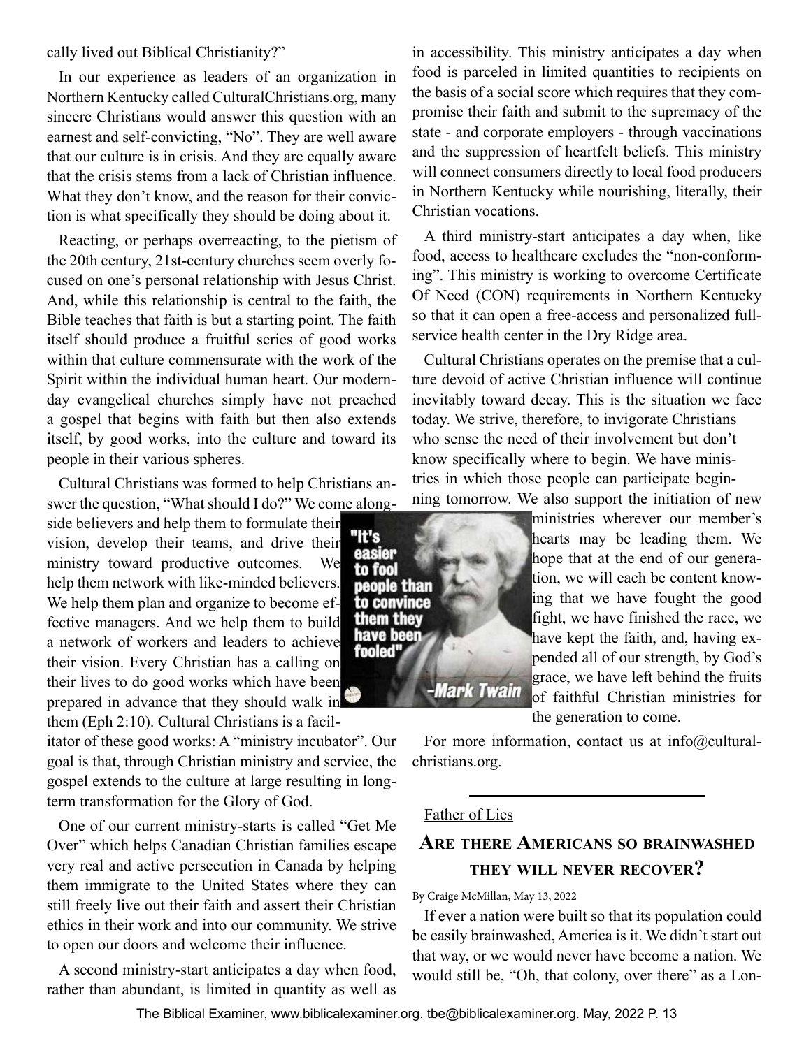cally lived out Biblical Christianity?"

In our experience as leaders of an organization in Northern Kentucky called CulturalChristians.org, many sincere Christians would answer this question with an earnest and self-convicting, "No". They are well aware that our culture is in crisis. And they are equally aware that the crisis stems from a lack of Christian influence. What they don't know, and the reason for their conviction is what specifically they should be doing about it.

Reacting, or perhaps overreacting, to the pietism of the 20th century, 21st-century churches seem overly focused on one's personal relationship with Jesus Christ. And, while this relationship is central to the faith, the Bible teaches that faith is but a starting point. The faith itself should produce a fruitful series of good works within that culture commensurate with the work of the Spirit within the individual human heart. Our modern-day evangelical churches simply have not preached a gospel that begins with faith but then also extends itself, by good works, into the culture and toward its people in their various spheres.

Cultural Christians was formed to help Christians answer the question, "What should I do?" We come alongside believers and help them to formulate their vision, develop their teams, and drive their ministry toward productive outcomes. We help them network with like-minded believers. We help them plan and organize to become effective managers. And we help them to build a network of workers and leaders to achieve their vision. Every Christian has a calling on their lives to do good works which have been prepared in advance that they should walk in them (Eph 2:10). Cultural Christians is a facilitator of these good works: A "ministry incubator". Our goal is that, through Christian ministry and service, the gospel extends to the culture at large resulting in long-term transformation for the Glory of God.

One of our current ministry-starts is called "Get Me Over" which helps Canadian Christian families escape very real and active persecution in Canada by helping them immigrate to the United States where they can still freely live out their faith and assert their Christian ethics in their work and into our community. We strive to open our doors and welcome their influence.

A second ministry-start anticipates a day when food, rather than abundant, is limited in quantity as well as in accessibility. This ministry anticipates a day when food is parceled in limited quantities to recipients on the basis of a social score which requires that they compromise their faith and submit to the supremacy of the state - and corporate employers - through vaccinations and the suppression of heartfelt beliefs. This ministry will connect consumers directly to local food producers in Northern Kentucky while nourishing, literally, their Christian vocations.

A third ministry-start anticipates a day when, like food, access to healthcare excludes the "non-conforming". This ministry is working to overcome Certificate Of Need (CON) requirements in Northern Kentucky so that it can open a free-access and personalized full-service health center in the Dry Ridge area.

Cultural Christians operates on the premise that a culture devoid of active Christian influence will continue inevitably toward decay. This is the situation we face today. We strive, therefore, to invigorate Christians who sense the need of their involvement but don't know specifically where to begin. We have ministries in which those people can participate beginning tomorrow. We also support the initiation of new ministries wherever our member's hearts may be leading them. We hope that at the end of our generation, we will each be content knowing that we have fought the good fight, we have finished the race, we have kept the faith, and, having expended all of our strength, by God's grace, we have left behind the fruits of faithful Christian ministries for the generation to come.

"It's easier to fool people than to convince them they have been fooled" -Mark Twain

For more information, contact us at info@culturalchristians.org.

---

Father of Lies

## Are there Americans so brainwashed they will never recover?

By Craige McMillan, May 13, 2022

If ever a nation were built so that its population could be easily brainwashed, America is it. We didn't start out that way, or we would never have become a nation. We would still be, "Oh, that colony, over there" as a Lon-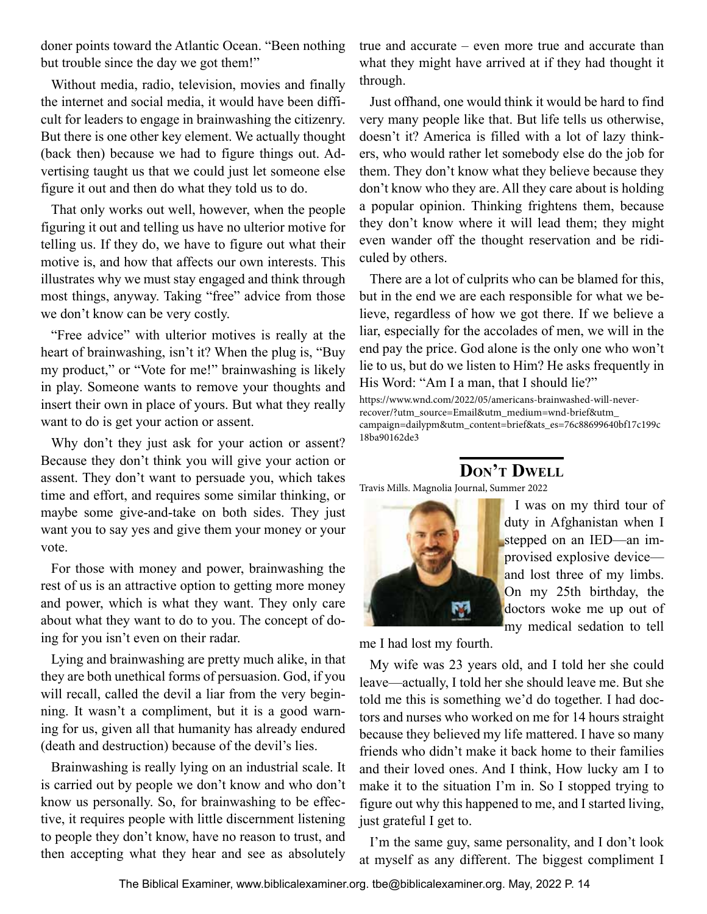doner points toward the Atlantic Ocean. "Been nothing but trouble since the day we got them!"

Without media, radio, television, movies and finally the internet and social media, it would have been difficult for leaders to engage in brainwashing the citizenry. But there is one other key element. We actually thought (back then) because we had to figure things out. Advertising taught us that we could just let someone else figure it out and then do what they told us to do.

That only works out well, however, when the people figuring it out and telling us have no ulterior motive for telling us. If they do, we have to figure out what their motive is, and how that affects our own interests. This illustrates why we must stay engaged and think through most things, anyway. Taking "free" advice from those we don't know can be very costly.

"Free advice" with ulterior motives is really at the heart of brainwashing, isn't it? When the plug is, "Buy my product," or "Vote for me!" brainwashing is likely in play. Someone wants to remove your thoughts and insert their own in place of yours. But what they really want to do is get your action or assent.

Why don't they just ask for your action or assent? Because they don't think you will give your action or assent. They don't want to persuade you, which takes time and effort, and requires some similar thinking, or maybe some give-and-take on both sides. They just want you to say yes and give them your money or your vote.

For those with money and power, brainwashing the rest of us is an attractive option to getting more money and power, which is what they want. They only care about what they want to do to you. The concept of doing for you isn't even on their radar.

Lying and brainwashing are pretty much alike, in that they are both unethical forms of persuasion. God, if you will recall, called the devil a liar from the very beginning. It wasn't a compliment, but it is a good warning for us, given all that humanity has already endured (death and destruction) because of the devil's lies.

Brainwashing is really lying on an industrial scale. It is carried out by people we don't know and who don't know us personally. So, for brainwashing to be effective, it requires people with little discernment listening to people they don't know, have no reason to trust, and then accepting what they hear and see as absolutely true and accurate – even more true and accurate than what they might have arrived at if they had thought it through.

Just offhand, one would think it would be hard to find very many people like that. But life tells us otherwise, doesn't it? America is filled with a lot of lazy thinkers, who would rather let somebody else do the job for them. They don't know what they believe because they don't know who they are. All they care about is holding a popular opinion. Thinking frightens them, because they don't know where it will lead them; they might even wander off the thought reservation and be ridiculed by others.

There are a lot of culprits who can be blamed for this, but in the end we are each responsible for what we believe, regardless of how we got there. If we believe a liar, especially for the accolades of men, we will in the end pay the price. God alone is the only one who won't lie to us, but do we listen to Him? He asks frequently in His Word: "Am I a man, that I should lie?"

https://www.wnd.com/2022/05/americans-brainwashed-will-never-recover/?utm_source=Email&utm_medium=wnd-brief&utm_campaign=dailypm&utm_content=brief&ats_es=76c88699640bf17c199c18ba90162de3

## Don't Dwell

Travis Mills. Magnolia Journal, Summer 2022

I was on my third tour of duty in Afghanistan when I stepped on an IED—an improvised explosive device—and lost three of my limbs. On my 25th birthday, the doctors woke me up out of my medical sedation to tell me I had lost my fourth.

My wife was 23 years old, and I told her she could leave—actually, I told her she should leave me. But she told me this is something we'd do together. I had doctors and nurses who worked on me for 14 hours straight because they believed my life mattered. I have so many friends who didn't make it back home to their families and their loved ones. And I think, How lucky am I to make it to the situation I'm in. So I stopped trying to figure out why this happened to me, and I started living, just grateful I get to.

I'm the same guy, same personality, and I don't look at myself as any different. The biggest compliment I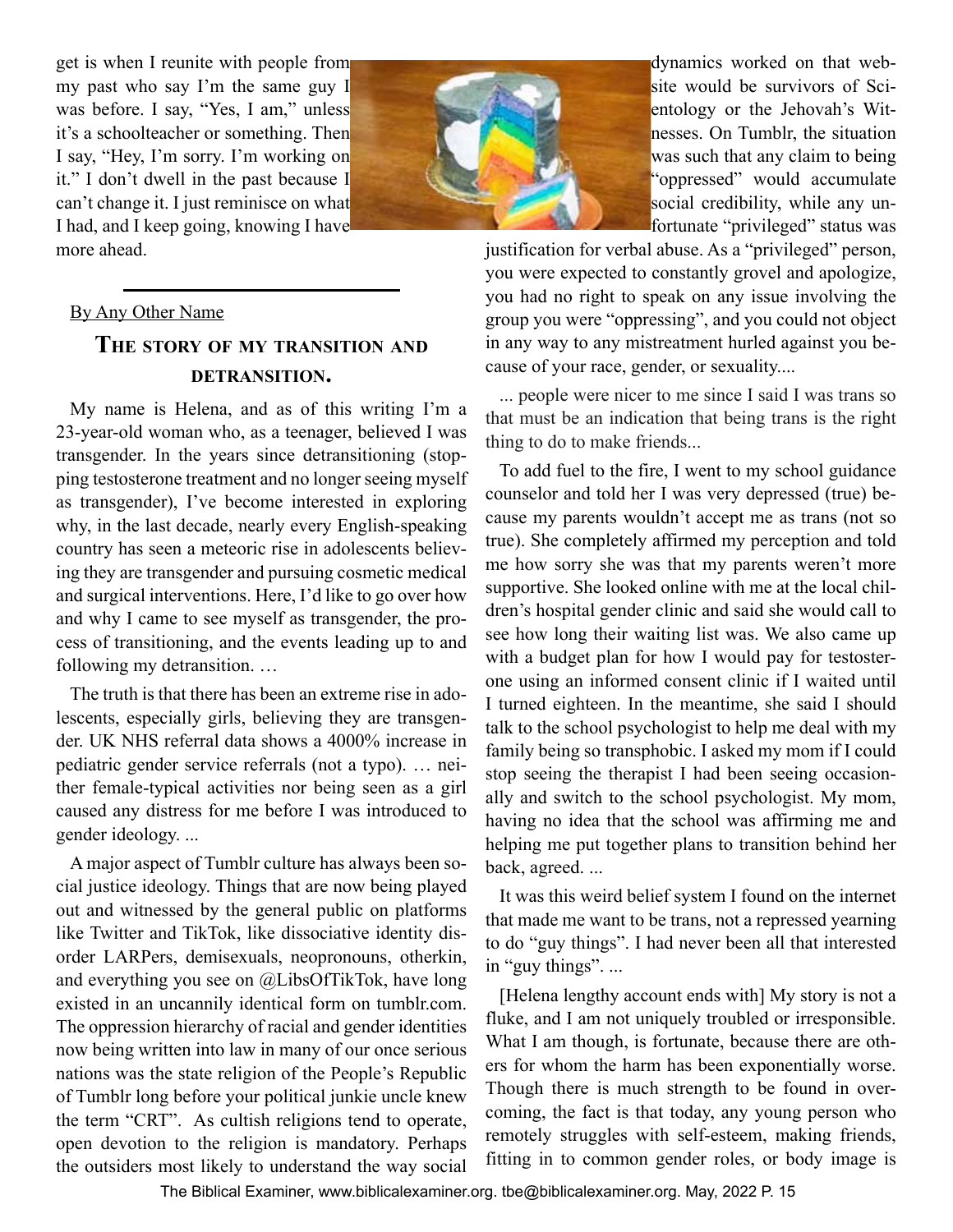get is when I reunite with people from my past who say I'm the same guy I was before. I say, "Yes, I am," unless it's a schoolteacher or something. Then I say, "Hey, I'm sorry. I'm working on it." I don't dwell in the past because I can't change it. I just reminisce on what I had, and I keep going, knowing I have more ahead.

---

By Any Other Name

## The story of my transition and detransition.

My name is Helena, and as of this writing I'm a 23-year-old woman who, as a teenager, believed I was transgender. In the years since detransitioning (stopping testosterone treatment and no longer seeing myself as transgender), I've become interested in exploring why, in the last decade, nearly every English-speaking country has seen a meteoric rise in adolescents believing they are transgender and pursuing cosmetic medical and surgical interventions. Here, I'd like to go over how and why I came to see myself as transgender, the process of transitioning, and the events leading up to and following my detransition. …

The truth is that there has been an extreme rise in adolescents, especially girls, believing they are transgender. UK NHS referral data shows a 4000% increase in pediatric gender service referrals (not a typo). … neither female-typical activities nor being seen as a girl caused any distress for me before I was introduced to gender ideology. ...

A major aspect of Tumblr culture has always been social justice ideology. Things that are now being played out and witnessed by the general public on platforms like Twitter and TikTok, like dissociative identity disorder LARPers, demisexuals, neopronouns, otherkin, and everything you see on @LibsOfTikTok, have long existed in an uncannily identical form on tumblr.com. The oppression hierarchy of racial and gender identities now being written into law in many of our once serious nations was the state religion of the People's Republic of Tumblr long before your political junkie uncle knew the term "CRT". As cultish religions tend to operate, open devotion to the religion is mandatory. Perhaps the outsiders most likely to understand the way social dynamics worked on that website would be survivors of Scientology or the Jehovah's Witnesses. On Tumblr, the situation was such that any claim to being "oppressed" would accumulate social credibility, while any unfortunate "privileged" status was justification for verbal abuse. As a "privileged" person, you were expected to constantly grovel and apologize, you had no right to speak on any issue involving the group you were "oppressing", and you could not object in any way to any mistreatment hurled against you because of your race, gender, or sexuality....

... people were nicer to me since I said I was trans so that must be an indication that being trans is the right thing to do to make friends...

To add fuel to the fire, I went to my school guidance counselor and told her I was very depressed (true) because my parents wouldn't accept me as trans (not so true). She completely affirmed my perception and told me how sorry she was that my parents weren't more supportive. She looked online with me at the local children's hospital gender clinic and said she would call to see how long their waiting list was. We also came up with a budget plan for how I would pay for testosterone using an informed consent clinic if I waited until I turned eighteen. In the meantime, she said I should talk to the school psychologist to help me deal with my family being so transphobic. I asked my mom if I could stop seeing the therapist I had been seeing occasionally and switch to the school psychologist. My mom, having no idea that the school was affirming me and helping me put together plans to transition behind her back, agreed. ...

It was this weird belief system I found on the internet that made me want to be trans, not a repressed yearning to do "guy things". I had never been all that interested in "guy things". ...

[Helena lengthy account ends with] My story is not a fluke, and I am not uniquely troubled or irresponsible. What I am though, is fortunate, because there are others for whom the harm has been exponentially worse. Though there is much strength to be found in overcoming, the fact is that today, any young person who remotely struggles with self-esteem, making friends, fitting in to common gender roles, or body image is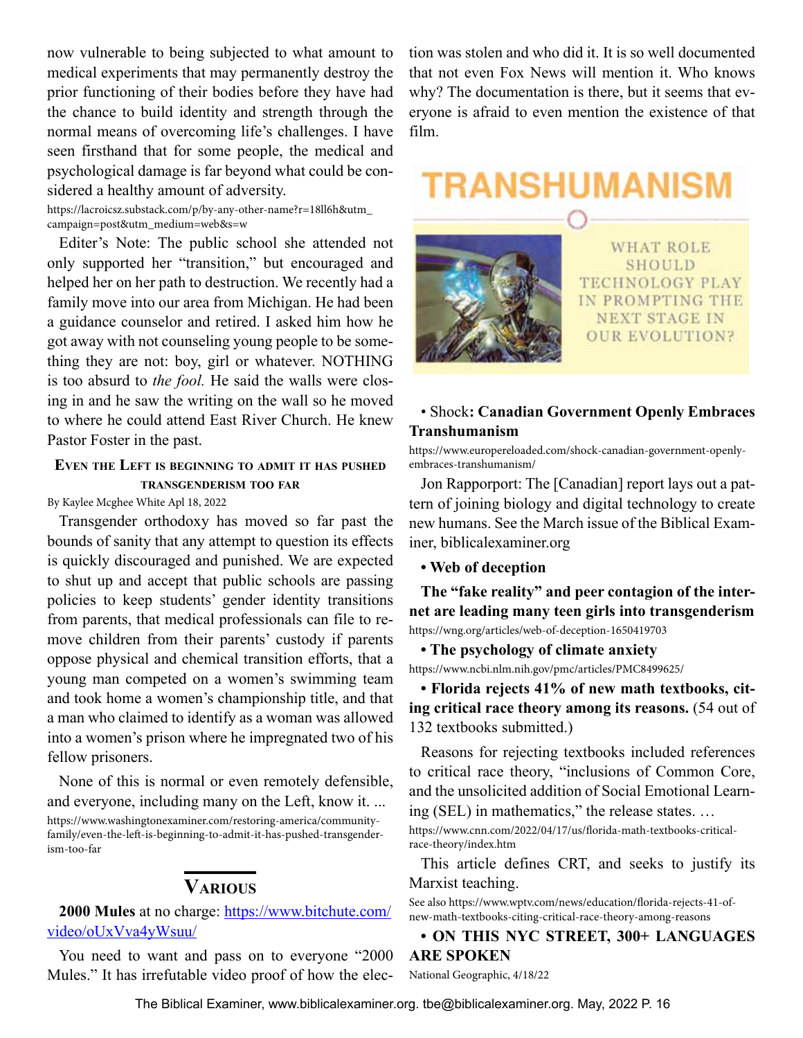now vulnerable to being subjected to what amount to medical experiments that may permanently destroy the prior functioning of their bodies before they have had the chance to build identity and strength through the normal means of overcoming life's challenges. I have seen firsthand that for some people, the medical and psychological damage is far beyond what could be considered a healthy amount of adversity.

https://lacroicsz.substack.com/p/by-any-other-name?r=18ll6h&utm_campaign=post&utm_medium=web&s=w

Editer's Note: The public school she attended not only supported her "transition," but encouraged and helped her on her path to destruction. We recently had a family move into our area from Michigan. He had been a guidance counselor and retired. I asked him how he got away with not counseling young people to be something they are not: boy, girl or whatever. NOTHING is too absurd to *the fool.* He said the walls were closing in and he saw the writing on the wall so he moved to where he could attend East River Church. He knew Pastor Foster in the past.

### Even the Left is beginning to admit it has pushed transgenderism too far

By Kaylee Mcghee White Apl 18, 2022

Transgender orthodoxy has moved so far past the bounds of sanity that any attempt to question its effects is quickly discouraged and punished. We are expected to shut up and accept that public schools are passing policies to keep students' gender identity transitions from parents, that medical professionals can file to remove children from their parents' custody if parents oppose physical and chemical transition efforts, that a young man competed on a women's swimming team and took home a women's championship title, and that a man who claimed to identify as a woman was allowed into a women's prison where he impregnated two of his fellow prisoners.

None of this is normal or even remotely defensible, and everyone, including many on the Left, know it. ...

https://www.washingtonexaminer.com/restoring-america/community-family/even-the-left-is-beginning-to-admit-it-has-pushed-transgenderism-too-far

## Various

**2000 Mules** at no charge: https://www.bitchute.com/video/oUxVva4yWsuu/

You need to want and pass on to everyone "2000 Mules." It has irrefutable video proof of how the election was stolen and who did it. It is so well documented that not even Fox News will mention it. Who knows why? The documentation is there, but it seems that everyone is afraid to even mention the existence of that film.

TRANSHUMANISM

WHAT ROLE SHOULD TECHNOLOGY PLAY IN PROMPTING THE NEXT STAGE IN OUR EVOLUTION?

• Shock**: Canadian Government Openly Embraces Transhumanism**

https://www.europereloaded.com/shock-canadian-government-openly-embraces-transhumanism/

Jon Rapporport: The [Canadian] report lays out a pattern of joining biology and digital technology to create new humans. See the March issue of the Biblical Examiner, biblicalexaminer.org

**• Web of deception**

**The "fake reality" and peer contagion of the internet are leading many teen girls into transgenderism**

https://wng.org/articles/web-of-deception-1650419703

**• The psychology of climate anxiety**

https://www.ncbi.nlm.nih.gov/pmc/articles/PMC8499625/

**• Florida rejects 41% of new math textbooks, citing critical race theory among its reasons.** (54 out of 132 textbooks submitted.)

Reasons for rejecting textbooks included references to critical race theory, "inclusions of Common Core, and the unsolicited addition of Social Emotional Learning (SEL) in mathematics," the release states. …

https://www.cnn.com/2022/04/17/us/florida-math-textbooks-critical-race-theory/index.htm

This article defines CRT, and seeks to justify its Marxist teaching.

See also https://www.wptv.com/news/education/florida-rejects-41-of-new-math-textbooks-citing-critical-race-theory-among-reasons

**• ON THIS NYC STREET, 300+ LANGUAGES ARE SPOKEN**

National Geographic, 4/18/22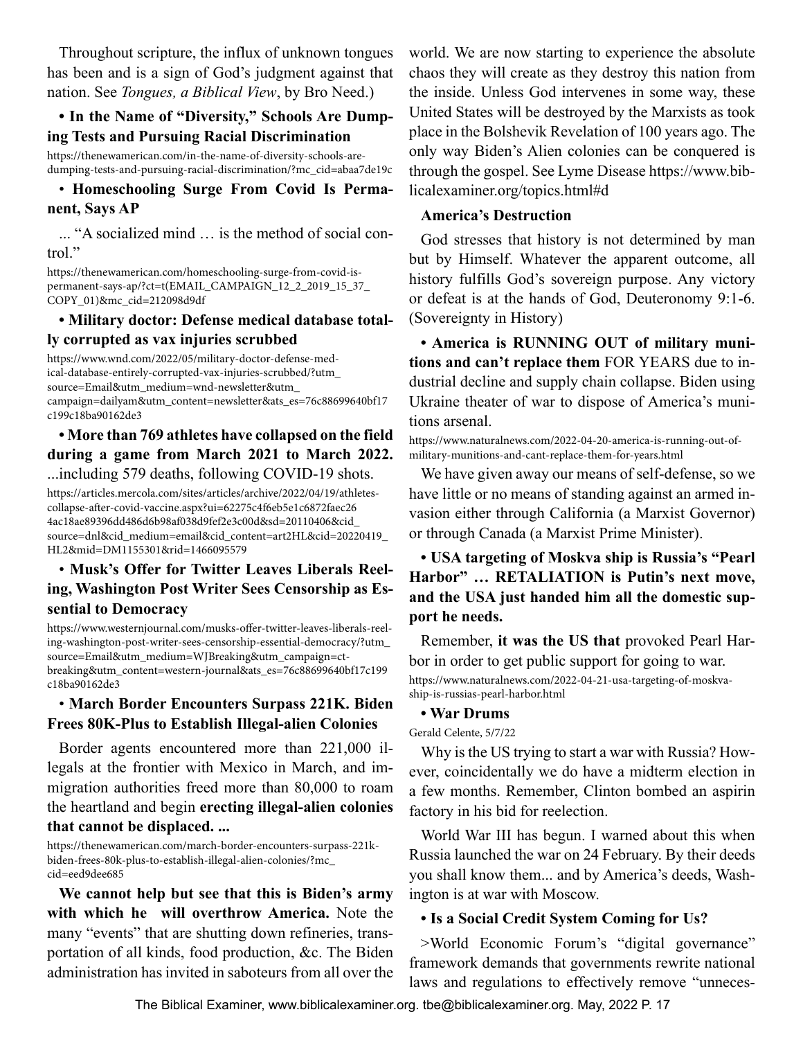Throughout scripture, the influx of unknown tongues has been and is a sign of God's judgment against that nation. See *Tongues, a Biblical View*, by Bro Need.)

**• In the Name of "Diversity," Schools Are Dumping Tests and Pursuing Racial Discrimination**

https://thenewamerican.com/in-the-name-of-diversity-schools-are-dumping-tests-and-pursuing-racial-discrimination/?mc_cid=abaa7de19c

• **Homeschooling Surge From Covid Is Permanent, Says AP**

... "A socialized mind … is the method of social control."

https://thenewamerican.com/homeschooling-surge-from-covid-is-permanent-says-ap/?ct=t(EMAIL_CAMPAIGN_12_2_2019_15_37_COPY_01)&mc_cid=212098d9df

**• Military doctor: Defense medical database totally corrupted as vax injuries scrubbed**

https://www.wnd.com/2022/05/military-doctor-defense-medical-database-entirely-corrupted-vax-injuries-scrubbed/?utm_source=Email&utm_medium=wnd-newsletter&utm_campaign=dailyam&utm_content=newsletter&ats_es=76c88699640bf17c199c18ba90162de3

**• More than 769 athletes have collapsed on the field during a game from March 2021 to March 2022.**

...including 579 deaths, following COVID-19 shots.

https://articles.mercola.com/sites/articles/archive/2022/04/19/athletes-collapse-after-covid-vaccine.aspx?ui=62275c4f6eb5e1c6872faec264ac18ae89396dd486d6b98af038d9fef2e3c00d&sd=20110406&cid_source=dnl&cid_medium=email&cid_content=art2HL&cid=20220419_HL2&mid=DM1155301&rid=1466095579

• **Musk's Offer for Twitter Leaves Liberals Reeling, Washington Post Writer Sees Censorship as Essential to Democracy**

https://www.westernjournal.com/musks-offer-twitter-leaves-liberals-reeling-washington-post-writer-sees-censorship-essential-democracy/?utm_source=Email&utm_medium=WJBreaking&utm_campaign=ct-breaking&utm_content=western-journal&ats_es=76c88699640bf17c199c18ba90162de3

• **March Border Encounters Surpass 221K. Biden Frees 80K-Plus to Establish Illegal-alien Colonies**

Border agents encountered more than 221,000 illegals at the frontier with Mexico in March, and immigration authorities freed more than 80,000 to roam the heartland and begin **erecting illegal-alien colonies that cannot be displaced. ...**

https://thenewamerican.com/march-border-encounters-surpass-221k-biden-frees-80k-plus-to-establish-illegal-alien-colonies/?mc_cid=eed9dee685

**We cannot help but see that this is Biden's army with which he will overthrow America.** Note the many "events" that are shutting down refineries, transportation of all kinds, food production, &c. The Biden administration has invited in saboteurs from all over the world. We are now starting to experience the absolute chaos they will create as they destroy this nation from the inside. Unless God intervenes in some way, these United States will be destroyed by the Marxists as took place in the Bolshevik Revelation of 100 years ago. The only way Biden's Alien colonies can be conquered is through the gospel. See Lyme Disease https://www.biblicalexaminer.org/topics.html#d

**America's Destruction**

God stresses that history is not determined by man but by Himself. Whatever the apparent outcome, all history fulfills God's sovereign purpose. Any victory or defeat is at the hands of God, Deuteronomy 9:1-6. (Sovereignty in History)

**• America is RUNNING OUT of military munitions and can't replace them** FOR YEARS due to industrial decline and supply chain collapse. Biden using Ukraine theater of war to dispose of America's munitions arsenal.

https://www.naturalnews.com/2022-04-20-america-is-running-out-of-military-munitions-and-cant-replace-them-for-years.html

We have given away our means of self-defense, so we have little or no means of standing against an armed invasion either through California (a Marxist Governor) or through Canada (a Marxist Prime Minister).

**• USA targeting of Moskva ship is Russia's "Pearl Harbor" … RETALIATION is Putin's next move, and the USA just handed him all the domestic support he needs.**

Remember, **it was the US that** provoked Pearl Harbor in order to get public support for going to war.

https://www.naturalnews.com/2022-04-21-usa-targeting-of-moskva-ship-is-russias-pearl-harbor.html

**• War Drums**

Gerald Celente, 5/7/22

Why is the US trying to start a war with Russia? However, coincidentally we do have a midterm election in a few months. Remember, Clinton bombed an aspirin factory in his bid for reelection.

World War III has begun. I warned about this when Russia launched the war on 24 February. By their deeds you shall know them... and by America's deeds, Washington is at war with Moscow.

**• Is a Social Credit System Coming for Us?**

>World Economic Forum's "digital governance" framework demands that governments rewrite national laws and regulations to effectively remove "unneces-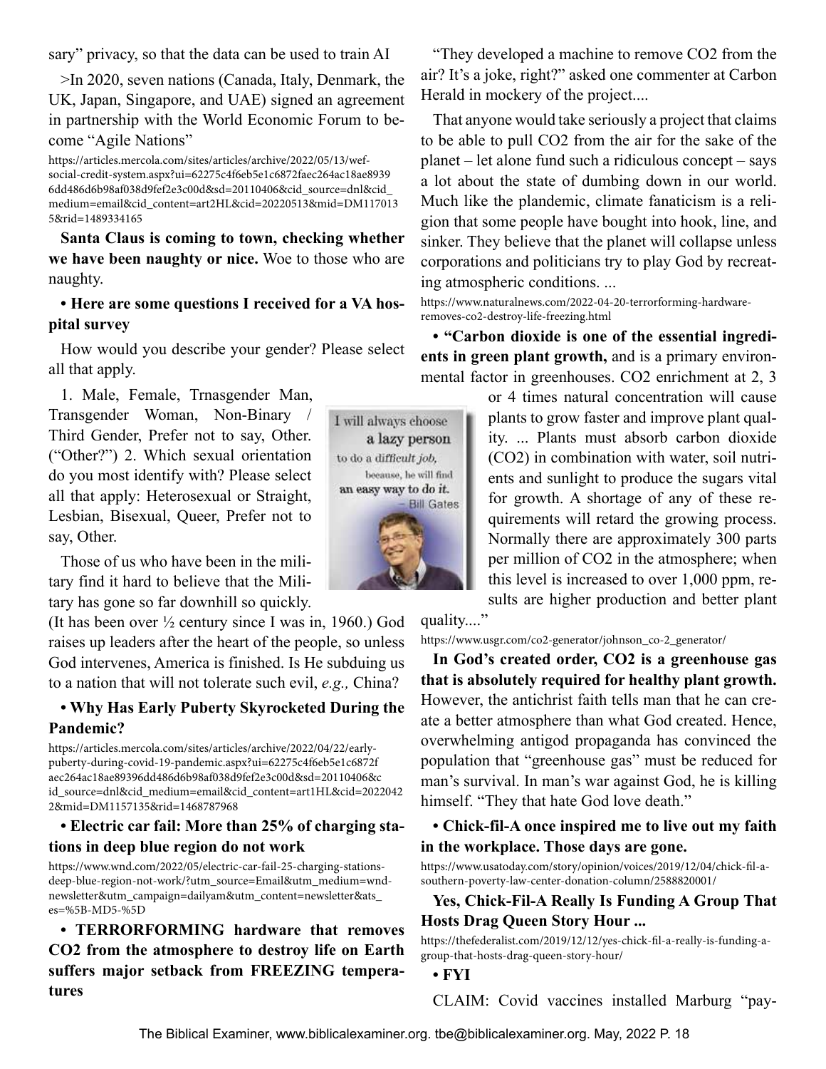sary" privacy, so that the data can be used to train AI

>In 2020, seven nations (Canada, Italy, Denmark, the UK, Japan, Singapore, and UAE) signed an agreement in partnership with the World Economic Forum to become "Agile Nations"

https://articles.mercola.com/sites/articles/archive/2022/05/13/wef-social-credit-system.aspx?ui=62275c4f6eb5e1c6872faec264ac18ae89396dd486d6b98af038d9fef2e3c00d&sd=20110406&cid_source=dnl&cid_medium=email&cid_content=art2HL&cid=20220513&mid=DM1170135&rid=1489334165

**Santa Claus is coming to town, checking whether we have been naughty or nice.** Woe to those who are naughty.

**• Here are some questions I received for a VA hospital survey**

How would you describe your gender? Please select all that apply.

1. Male, Female, Trnasgender Man, Transgender Woman, Non-Binary / Third Gender, Prefer not to say, Other. ("Other?") 2. Which sexual orientation do you most identify with? Please select all that apply: Heterosexual or Straight, Lesbian, Bisexual, Queer, Prefer not to say, Other.

I will always choose a lazy person to do a difficult job, because, he will find an easy way to do it. – Bill Gates

Those of us who have been in the military find it hard to believe that the Military has gone so far downhill so quickly. (It has been over ½ century since I was in, 1960.) God raises up leaders after the heart of the people, so unless God intervenes, America is finished. Is He subduing us to a nation that will not tolerate such evil, *e.g.,* China?

**• Why Has Early Puberty Skyrocketed During the Pandemic?**

https://articles.mercola.com/sites/articles/archive/2022/04/22/early-puberty-during-covid-19-pandemic.aspx?ui=62275c4f6eb5e1c6872faec264ac18ae89396dd486d6b98af038d9fef2e3c00d&sd=20110406&cid_source=dnl&cid_medium=email&cid_content=art1HL&cid=20220422&mid=DM1157135&rid=1468787968

**• Electric car fail: More than 25% of charging stations in deep blue region do not work**

https://www.wnd.com/2022/05/electric-car-fail-25-charging-stations-deep-blue-region-not-work/?utm_source=Email&utm_medium=wnd-newsletter&utm_campaign=dailyam&utm_content=newsletter&ats_es=%5B-MD5-%5D

**• TERRORFORMING hardware that removes CO2 from the atmosphere to destroy life on Earth suffers major setback from FREEZING temperatures**

"They developed a machine to remove CO2 from the air? It's a joke, right?" asked one commenter at Carbon Herald in mockery of the project....

That anyone would take seriously a project that claims to be able to pull CO2 from the air for the sake of the planet – let alone fund such a ridiculous concept – says a lot about the state of dumbing down in our world. Much like the plandemic, climate fanaticism is a religion that some people have bought into hook, line, and sinker. They believe that the planet will collapse unless corporations and politicians try to play God by recreating atmospheric conditions. ...

https://www.naturalnews.com/2022-04-20-terrorforming-hardware-removes-co2-destroy-life-freezing.html

**• "Carbon dioxide is one of the essential ingredients in green plant growth,** and is a primary environmental factor in greenhouses. CO2 enrichment at 2, 3 or 4 times natural concentration will cause plants to grow faster and improve plant quality. ... Plants must absorb carbon dioxide (CO2) in combination with water, soil nutrients and sunlight to produce the sugars vital for growth. A shortage of any of these requirements will retard the growing process. Normally there are approximately 300 parts per million of CO2 in the atmosphere; when this level is increased to over 1,000 ppm, results are higher production and better plant quality...."

https://www.usgr.com/co2-generator/johnson_co-2_generator/

**In God's created order, CO2 is a greenhouse gas that is absolutely required for healthy plant growth.** However, the antichrist faith tells man that he can create a better atmosphere than what God created. Hence, overwhelming antigod propaganda has convinced the population that "greenhouse gas" must be reduced for man's survival. In man's war against God, he is killing himself. "They that hate God love death."

**• Chick-fil-A once inspired me to live out my faith in the workplace. Those days are gone.**

https://www.usatoday.com/story/opinion/voices/2019/12/04/chick-fil-a-southern-poverty-law-center-donation-column/2588820001/

**Yes, Chick-Fil-A Really Is Funding A Group That Hosts Drag Queen Story Hour ...**

https://thefederalist.com/2019/12/12/yes-chick-fil-a-really-is-funding-a-group-that-hosts-drag-queen-story-hour/

**• FYI**

CLAIM: Covid vaccines installed Marburg "pay-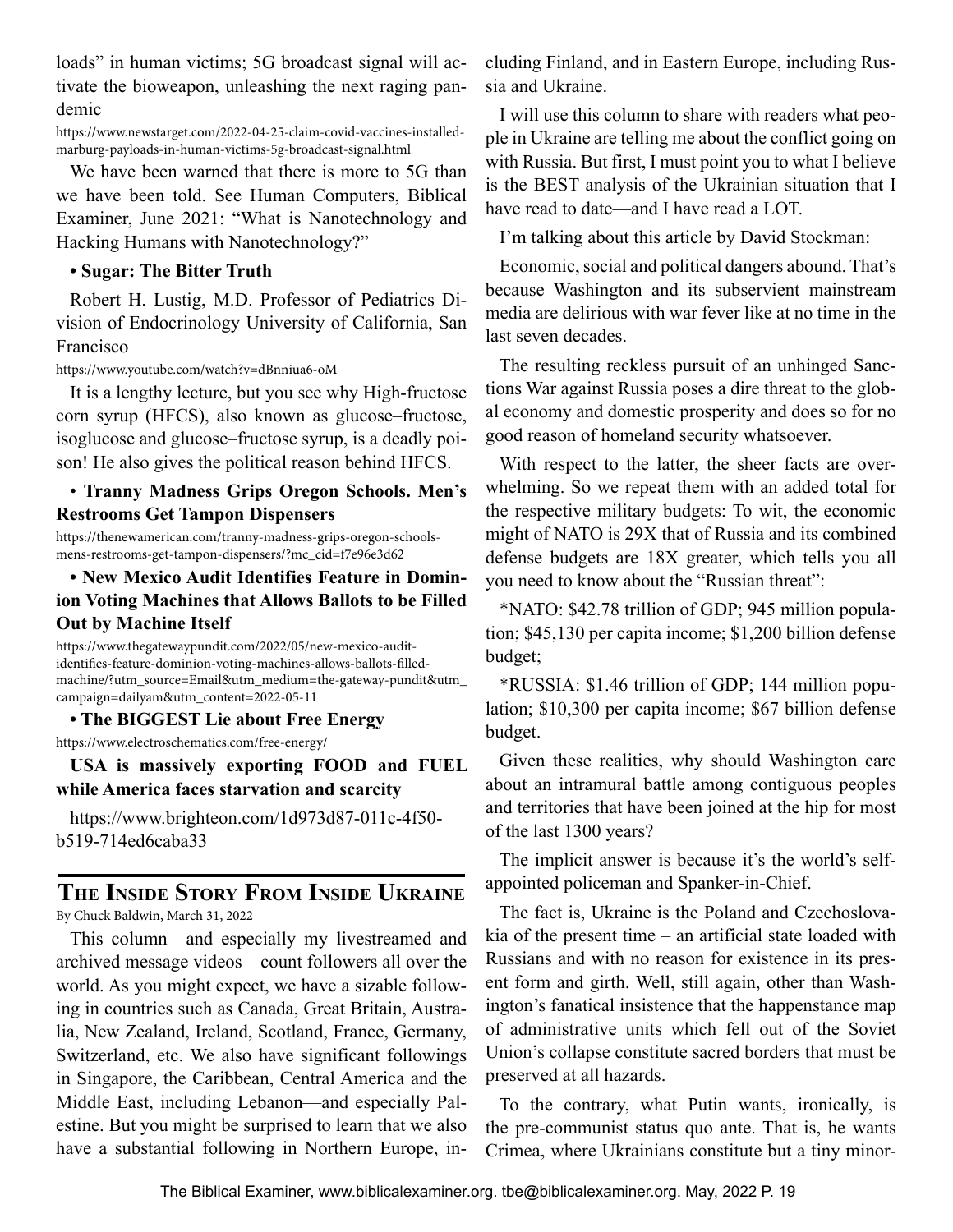loads" in human victims; 5G broadcast signal will activate the bioweapon, unleashing the next raging pandemic

https://www.newstarget.com/2022-04-25-claim-covid-vaccines-installed-marburg-payloads-in-human-victims-5g-broadcast-signal.html

We have been warned that there is more to 5G than we have been told. See Human Computers, Biblical Examiner, June 2021: "What is Nanotechnology and Hacking Humans with Nanotechnology?"

**• Sugar: The Bitter Truth**

Robert H. Lustig, M.D. Professor of Pediatrics Division of Endocrinology University of California, San Francisco

https://www.youtube.com/watch?v=dBnniua6-oM

It is a lengthy lecture, but you see why High-fructose corn syrup (HFCS), also known as glucose–fructose, isoglucose and glucose–fructose syrup, is a deadly poison! He also gives the political reason behind HFCS.

**• Tranny Madness Grips Oregon Schools. Men's Restrooms Get Tampon Dispensers**

https://thenewamerican.com/tranny-madness-grips-oregon-schools-mens-restrooms-get-tampon-dispensers/?mc_cid=f7e96e3d62

**• New Mexico Audit Identifies Feature in Dominion Voting Machines that Allows Ballots to be Filled Out by Machine Itself**

https://www.thegatewaypundit.com/2022/05/new-mexico-audit-identifies-feature-dominion-voting-machines-allows-ballots-filled-machine/?utm_source=Email&utm_medium=the-gateway-pundit&utm_campaign=dailyam&utm_content=2022-05-11

**• The BIGGEST Lie about Free Energy**

https://www.electroschematics.com/free-energy/

**USA is massively exporting FOOD and FUEL while America faces starvation and scarcity**

https://www.brighteon.com/1d973d87-011c-4f50-b519-714ed6caba33

## The Inside Story From Inside Ukraine

By Chuck Baldwin, March 31, 2022

This column—and especially my livestreamed and archived message videos—count followers all over the world. As you might expect, we have a sizable following in countries such as Canada, Great Britain, Australia, New Zealand, Ireland, Scotland, France, Germany, Switzerland, etc. We also have significant followings in Singapore, the Caribbean, Central America and the Middle East, including Lebanon—and especially Palestine. But you might be surprised to learn that we also have a substantial following in Northern Europe, including Finland, and in Eastern Europe, including Russia and Ukraine.

I will use this column to share with readers what people in Ukraine are telling me about the conflict going on with Russia. But first, I must point you to what I believe is the BEST analysis of the Ukrainian situation that I have read to date—and I have read a LOT.

I'm talking about this article by David Stockman:

Economic, social and political dangers abound. That's because Washington and its subservient mainstream media are delirious with war fever like at no time in the last seven decades.

The resulting reckless pursuit of an unhinged Sanctions War against Russia poses a dire threat to the global economy and domestic prosperity and does so for no good reason of homeland security whatsoever.

With respect to the latter, the sheer facts are overwhelming. So we repeat them with an added total for the respective military budgets: To wit, the economic might of NATO is 29X that of Russia and its combined defense budgets are 18X greater, which tells you all you need to know about the "Russian threat":

*NATO: $42.78 trillion of GDP; 945 million population; $45,130 per capita income; $1,200 billion defense budget;

*RUSSIA: $1.46 trillion of GDP; 144 million population; $10,300 per capita income; $67 billion defense budget.

Given these realities, why should Washington care about an intramural battle among contiguous peoples and territories that have been joined at the hip for most of the last 1300 years?

The implicit answer is because it's the world's self-appointed policeman and Spanker-in-Chief.

The fact is, Ukraine is the Poland and Czechoslovakia of the present time – an artificial state loaded with Russians and with no reason for existence in its present form and girth. Well, still again, other than Washington's fanatical insistence that the happenstance map of administrative units which fell out of the Soviet Union's collapse constitute sacred borders that must be preserved at all hazards.

To the contrary, what Putin wants, ironically, is the pre-communist status quo ante. That is, he wants Crimea, where Ukrainians constitute but a tiny minor-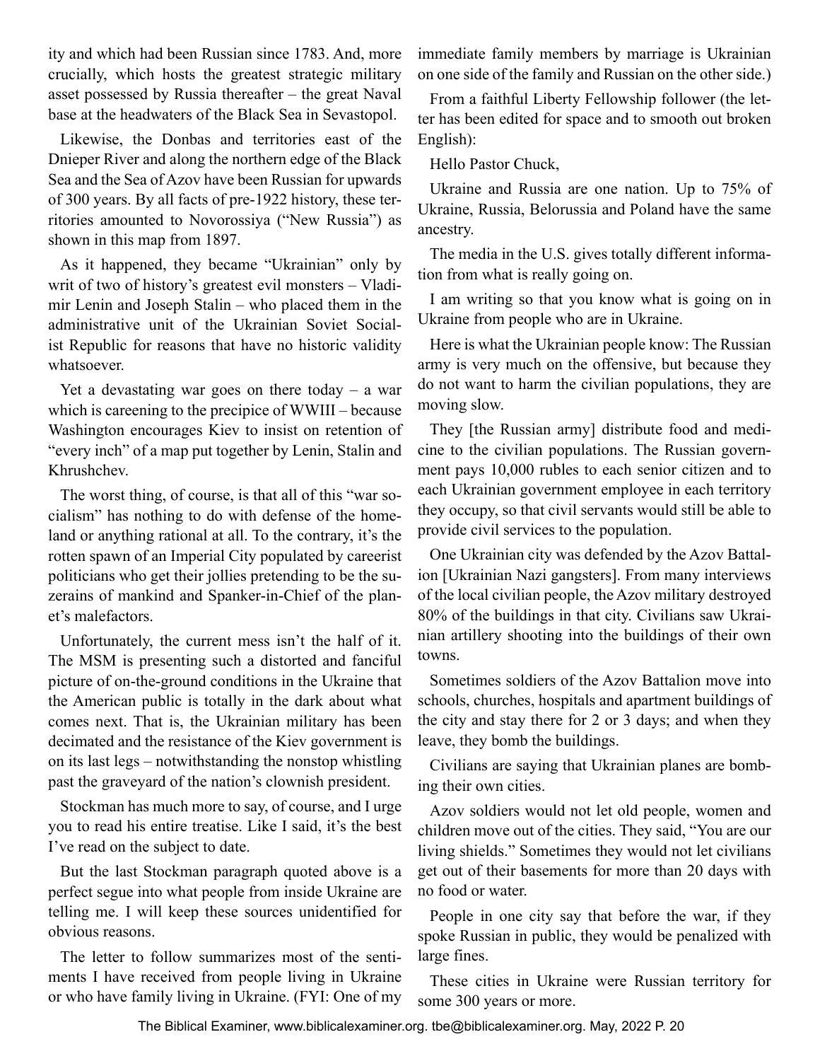ity and which had been Russian since 1783. And, more crucially, which hosts the greatest strategic military asset possessed by Russia thereafter – the great Naval base at the headwaters of the Black Sea in Sevastopol.

Likewise, the Donbas and territories east of the Dnieper River and along the northern edge of the Black Sea and the Sea of Azov have been Russian for upwards of 300 years. By all facts of pre-1922 history, these territories amounted to Novorossiya ("New Russia") as shown in this map from 1897.

As it happened, they became "Ukrainian" only by writ of two of history's greatest evil monsters – Vladimir Lenin and Joseph Stalin – who placed them in the administrative unit of the Ukrainian Soviet Socialist Republic for reasons that have no historic validity whatsoever.

Yet a devastating war goes on there today – a war which is careening to the precipice of WWIII – because Washington encourages Kiev to insist on retention of "every inch" of a map put together by Lenin, Stalin and Khrushchev.

The worst thing, of course, is that all of this "war socialism" has nothing to do with defense of the homeland or anything rational at all. To the contrary, it's the rotten spawn of an Imperial City populated by careerist politicians who get their jollies pretending to be the suzerains of mankind and Spanker-in-Chief of the planet's malefactors.

Unfortunately, the current mess isn't the half of it. The MSM is presenting such a distorted and fanciful picture of on-the-ground conditions in the Ukraine that the American public is totally in the dark about what comes next. That is, the Ukrainian military has been decimated and the resistance of the Kiev government is on its last legs – notwithstanding the nonstop whistling past the graveyard of the nation's clownish president.

Stockman has much more to say, of course, and I urge you to read his entire treatise. Like I said, it's the best I've read on the subject to date.

But the last Stockman paragraph quoted above is a perfect segue into what people from inside Ukraine are telling me. I will keep these sources unidentified for obvious reasons.

The letter to follow summarizes most of the sentiments I have received from people living in Ukraine or who have family living in Ukraine. (FYI: One of my immediate family members by marriage is Ukrainian on one side of the family and Russian on the other side.)

From a faithful Liberty Fellowship follower (the letter has been edited for space and to smooth out broken English):

Hello Pastor Chuck,

Ukraine and Russia are one nation. Up to 75% of Ukraine, Russia, Belorussia and Poland have the same ancestry.

The media in the U.S. gives totally different information from what is really going on.

I am writing so that you know what is going on in Ukraine from people who are in Ukraine.

Here is what the Ukrainian people know: The Russian army is very much on the offensive, but because they do not want to harm the civilian populations, they are moving slow.

They [the Russian army] distribute food and medicine to the civilian populations. The Russian government pays 10,000 rubles to each senior citizen and to each Ukrainian government employee in each territory they occupy, so that civil servants would still be able to provide civil services to the population.

One Ukrainian city was defended by the Azov Battalion [Ukrainian Nazi gangsters]. From many interviews of the local civilian people, the Azov military destroyed 80% of the buildings in that city. Civilians saw Ukrainian artillery shooting into the buildings of their own towns.

Sometimes soldiers of the Azov Battalion move into schools, churches, hospitals and apartment buildings of the city and stay there for 2 or 3 days; and when they leave, they bomb the buildings.

Civilians are saying that Ukrainian planes are bombing their own cities.

Azov soldiers would not let old people, women and children move out of the cities. They said, "You are our living shields." Sometimes they would not let civilians get out of their basements for more than 20 days with no food or water.

People in one city say that before the war, if they spoke Russian in public, they would be penalized with large fines.

These cities in Ukraine were Russian territory for some 300 years or more.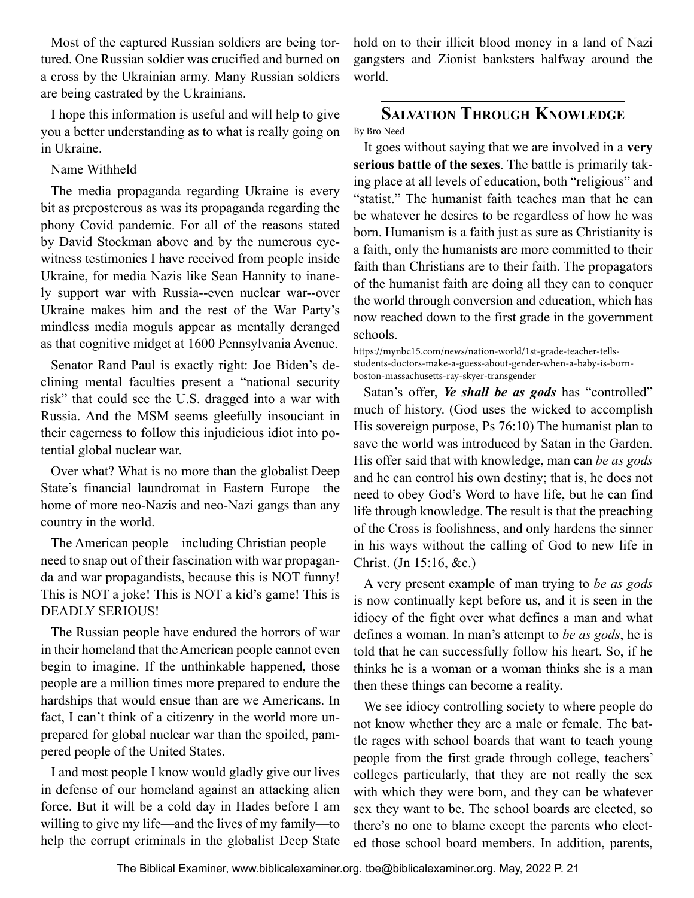Most of the captured Russian soldiers are being tortured. One Russian soldier was crucified and burned on a cross by the Ukrainian army. Many Russian soldiers are being castrated by the Ukrainians.

I hope this information is useful and will help to give you a better understanding as to what is really going on in Ukraine.

Name Withheld

The media propaganda regarding Ukraine is every bit as preposterous as was its propaganda regarding the phony Covid pandemic. For all of the reasons stated by David Stockman above and by the numerous eyewitness testimonies I have received from people inside Ukraine, for media Nazis like Sean Hannity to inanely support war with Russia--even nuclear war--over Ukraine makes him and the rest of the War Party's mindless media moguls appear as mentally deranged as that cognitive midget at 1600 Pennsylvania Avenue.

Senator Rand Paul is exactly right: Joe Biden's declining mental faculties present a "national security risk" that could see the U.S. dragged into a war with Russia. And the MSM seems gleefully insouciant in their eagerness to follow this injudicious idiot into potential global nuclear war.

Over what? What is no more than the globalist Deep State's financial laundromat in Eastern Europe—the home of more neo-Nazis and neo-Nazi gangs than any country in the world.

The American people—including Christian people—need to snap out of their fascination with war propaganda and war propagandists, because this is NOT funny! This is NOT a joke! This is NOT a kid's game! This is DEADLY SERIOUS!

The Russian people have endured the horrors of war in their homeland that the American people cannot even begin to imagine. If the unthinkable happened, those people are a million times more prepared to endure the hardships that would ensue than are we Americans. In fact, I can't think of a citizenry in the world more unprepared for global nuclear war than the spoiled, pampered people of the United States.

I and most people I know would gladly give our lives in defense of our homeland against an attacking alien force. But it will be a cold day in Hades before I am willing to give my life—and the lives of my family—to help the corrupt criminals in the globalist Deep State hold on to their illicit blood money in a land of Nazi gangsters and Zionist banksters halfway around the world.

## Salvation Through Knowledge

By Bro Need

It goes without saying that we are involved in a **very serious battle of the sexes**. The battle is primarily taking place at all levels of education, both "religious" and "statist." The humanist faith teaches man that he can be whatever he desires to be regardless of how he was born. Humanism is a faith just as sure as Christianity is a faith, only the humanists are more committed to their faith than Christians are to their faith. The propagators of the humanist faith are doing all they can to conquer the world through conversion and education, which has now reached down to the first grade in the government schools.

https://mynbc15.com/news/nation-world/1st-grade-teacher-tells-students-doctors-make-a-guess-about-gender-when-a-baby-is-born-boston-massachusetts-ray-skyer-transgender

Satan's offer, ***Ye shall be as gods*** has "controlled" much of history. (God uses the wicked to accomplish His sovereign purpose, Ps 76:10) The humanist plan to save the world was introduced by Satan in the Garden. His offer said that with knowledge, man can *be as gods* and he can control his own destiny; that is, he does not need to obey God's Word to have life, but he can find life through knowledge. The result is that the preaching of the Cross is foolishness, and only hardens the sinner in his ways without the calling of God to new life in Christ. (Jn 15:16, &c.)

A very present example of man trying to *be as gods* is now continually kept before us, and it is seen in the idiocy of the fight over what defines a man and what defines a woman. In man's attempt to *be as gods*, he is told that he can successfully follow his heart. So, if he thinks he is a woman or a woman thinks she is a man then these things can become a reality.

We see idiocy controlling society to where people do not know whether they are a male or female. The battle rages with school boards that want to teach young people from the first grade through college, teachers' colleges particularly, that they are not really the sex with which they were born, and they can be whatever sex they want to be. The school boards are elected, so there's no one to blame except the parents who elected those school board members. In addition, parents,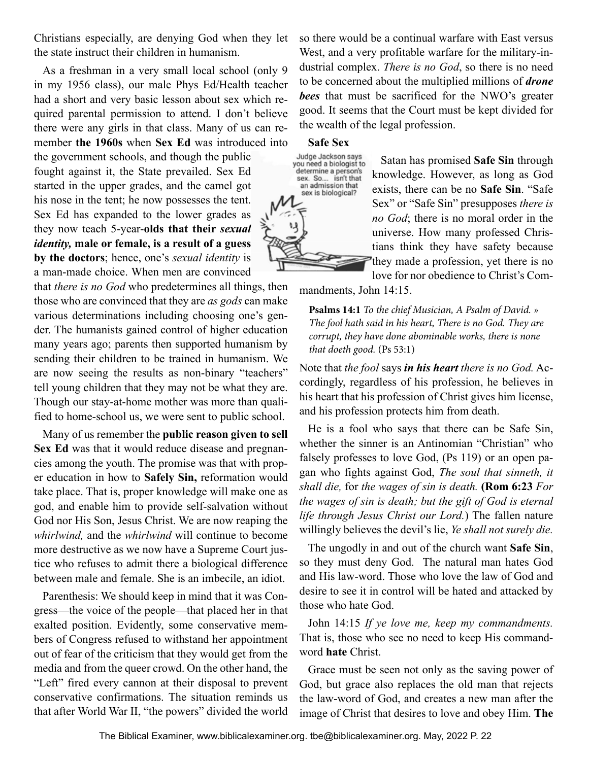Christians especially, are denying God when they let the state instruct their children in humanism.

As a freshman in a very small local school (only 9 in my 1956 class), our male Phys Ed/Health teacher had a short and very basic lesson about sex which required parental permission to attend. I don't believe there were any girls in that class. Many of us can remember **the 1960s** when **Sex Ed** was introduced into the government schools, and though the public fought against it, the State prevailed. Sex Ed started in the upper grades, and the camel got his nose in the tent; he now possesses the tent. Sex Ed has expanded to the lower grades as they now teach 5-year-**olds that their *sexual identity,* male or female, is a result of a guess by the doctors**; hence, one's *sexual identity* is a man-made choice. When men are convinced that *there is no God* who predetermines all things, then those who are convinced that they are *as gods* can make various determinations including choosing one's gender. The humanists gained control of higher education many years ago; parents then supported humanism by sending their children to be trained in humanism. We are now seeing the results as non-binary "teachers" tell young children that they may not be what they are. Though our stay-at-home mother was more than qualified to home-school us, we were sent to public school.

Many of us remember the **public reason given to sell Sex Ed** was that it would reduce disease and pregnancies among the youth. The promise was that with proper education in how to **Safely Sin,** reformation would take place. That is, proper knowledge will make one as god, and enable him to provide self-salvation without God nor His Son, Jesus Christ. We are now reaping the *whirlwind,* and the *whirlwind* will continue to become more destructive as we now have a Supreme Court justice who refuses to admit there a biological difference between male and female. She is an imbecile, an idiot.

Parenthesis: We should keep in mind that it was Congress—the voice of the people—that placed her in that exalted position. Evidently, some conservative members of Congress refused to withstand her appointment out of fear of the criticism that they would get from the media and from the queer crowd. On the other hand, the "Left" fired every cannon at their disposal to prevent conservative confirmations. The situation reminds us that after World War II, "the powers" divided the world so there would be a continual warfare with East versus West, and a very profitable warfare for the military-industrial complex. *There is no God*, so there is no need to be concerned about the multiplied millions of ***drone bees*** that must be sacrificed for the NWO's greater good. It seems that the Court must be kept divided for the wealth of the legal profession.

**Safe Sex**

Judge Jackson says you need a biologist to determine a person's sex. So.... isn't that an admission that sex is biological?

Satan has promised **Safe Sin** through knowledge. However, as long as God exists, there can be no **Safe Sin**. "Safe Sex" or "Safe Sin" presupposes *there is no God*; there is no moral order in the universe. How many professed Christians think they have safety because they made a profession, yet there is no love for nor obedience to Christ's Commandments, John 14:15.

> **Psalms 14:1** *To the chief Musician, A Psalm of David. » The fool hath said in his heart, There is no God. They are corrupt, they have done abominable works, there is none that doeth good.* (Ps 53:1)

Note that *the fool* says ***in his heart*** *there is no God.* Accordingly, regardless of his profession, he believes in his heart that his profession of Christ gives him license, and his profession protects him from death.

He is a fool who says that there can be Safe Sin, whether the sinner is an Antinomian "Christian" who falsely professes to love God, (Ps 119) or an open pagan who fights against God, *The soul that sinneth, it shall die,* for *the wages of sin is death.* **(Rom 6:23** *For the wages of sin is death; but the gift of God is eternal life through Jesus Christ our Lord.*) The fallen nature willingly believes the devil's lie, *Ye shall not surely die.*

The ungodly in and out of the church want **Safe Sin**, so they must deny God. The natural man hates God and His law-word. Those who love the law of God and desire to see it in control will be hated and attacked by those who hate God.

John 14:15 *If ye love me, keep my commandments.* That is, those who see no need to keep His commandword **hate** Christ.

Grace must be seen not only as the saving power of God, but grace also replaces the old man that rejects the law-word of God, and creates a new man after the image of Christ that desires to love and obey Him. **The**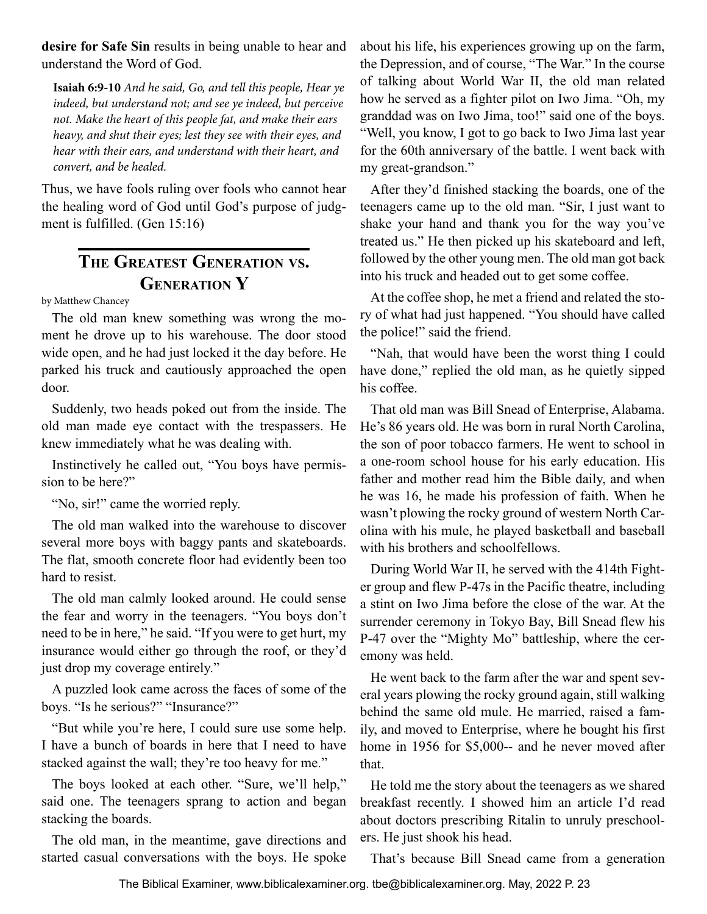**desire for Safe Sin** results in being unable to hear and understand the Word of God.

> **Isaiah 6:9-10** *And he said, Go, and tell this people, Hear ye indeed, but understand not; and see ye indeed, but perceive not. Make the heart of this people fat, and make their ears heavy, and shut their eyes; lest they see with their eyes, and hear with their ears, and understand with their heart, and convert, and be healed.*

Thus, we have fools ruling over fools who cannot hear the healing word of God until God's purpose of judgment is fulfilled. (Gen 15:16)

## The Greatest Generation vs. Generation Y

by Matthew Chancey

The old man knew something was wrong the moment he drove up to his warehouse. The door stood wide open, and he had just locked it the day before. He parked his truck and cautiously approached the open door.

Suddenly, two heads poked out from the inside. The old man made eye contact with the trespassers. He knew immediately what he was dealing with.

Instinctively he called out, "You boys have permission to be here?"

"No, sir!" came the worried reply.

The old man walked into the warehouse to discover several more boys with baggy pants and skateboards. The flat, smooth concrete floor had evidently been too hard to resist.

The old man calmly looked around. He could sense the fear and worry in the teenagers. "You boys don't need to be in here," he said. "If you were to get hurt, my insurance would either go through the roof, or they'd just drop my coverage entirely."

A puzzled look came across the faces of some of the boys. "Is he serious?" "Insurance?"

"But while you're here, I could sure use some help. I have a bunch of boards in here that I need to have stacked against the wall; they're too heavy for me."

The boys looked at each other. "Sure, we'll help," said one. The teenagers sprang to action and began stacking the boards.

The old man, in the meantime, gave directions and started casual conversations with the boys. He spoke about his life, his experiences growing up on the farm, the Depression, and of course, "The War." In the course of talking about World War II, the old man related how he served as a fighter pilot on Iwo Jima. "Oh, my granddad was on Iwo Jima, too!" said one of the boys. "Well, you know, I got to go back to Iwo Jima last year for the 60th anniversary of the battle. I went back with my great-grandson."

After they'd finished stacking the boards, one of the teenagers came up to the old man. "Sir, I just want to shake your hand and thank you for the way you've treated us." He then picked up his skateboard and left, followed by the other young men. The old man got back into his truck and headed out to get some coffee.

At the coffee shop, he met a friend and related the story of what had just happened. "You should have called the police!" said the friend.

"Nah, that would have been the worst thing I could have done," replied the old man, as he quietly sipped his coffee.

That old man was Bill Snead of Enterprise, Alabama. He's 86 years old. He was born in rural North Carolina, the son of poor tobacco farmers. He went to school in a one-room school house for his early education. His father and mother read him the Bible daily, and when he was 16, he made his profession of faith. When he wasn't plowing the rocky ground of western North Carolina with his mule, he played basketball and baseball with his brothers and schoolfellows.

During World War II, he served with the 414th Fighter group and flew P-47s in the Pacific theatre, including a stint on Iwo Jima before the close of the war. At the surrender ceremony in Tokyo Bay, Bill Snead flew his P-47 over the "Mighty Mo" battleship, where the ceremony was held.

He went back to the farm after the war and spent several years plowing the rocky ground again, still walking behind the same old mule. He married, raised a family, and moved to Enterprise, where he bought his first home in 1956 for $5,000-- and he never moved after that.

He told me the story about the teenagers as we shared breakfast recently. I showed him an article I'd read about doctors prescribing Ritalin to unruly preschoolers. He just shook his head.

That's because Bill Snead came from a generation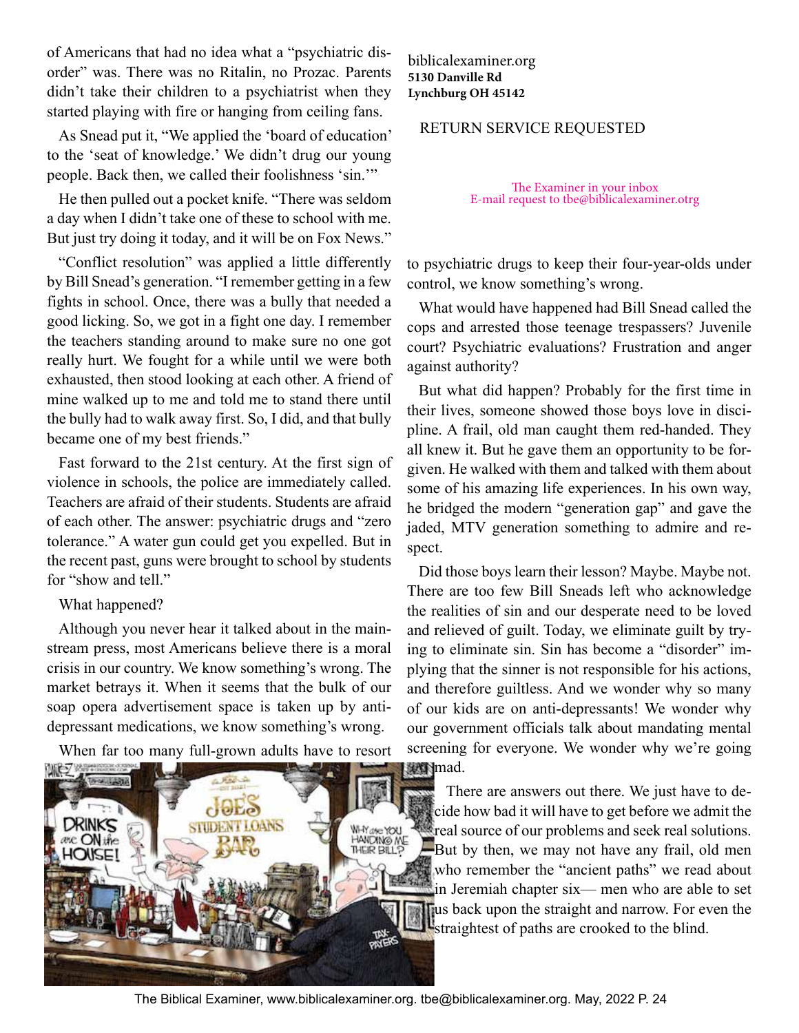of Americans that had no idea what a "psychiatric disorder" was. There was no Ritalin, no Prozac. Parents didn't take their children to a psychiatrist when they started playing with fire or hanging from ceiling fans.

As Snead put it, "We applied the 'board of education' to the 'seat of knowledge.' We didn't drug our young people. Back then, we called their foolishness 'sin.'"

He then pulled out a pocket knife. "There was seldom a day when I didn't take one of these to school with me. But just try doing it today, and it will be on Fox News."

"Conflict resolution" was applied a little differently by Bill Snead's generation. "I remember getting in a few fights in school. Once, there was a bully that needed a good licking. So, we got in a fight one day. I remember the teachers standing around to make sure no one got really hurt. We fought for a while until we were both exhausted, then stood looking at each other. A friend of mine walked up to me and told me to stand there until the bully had to walk away first. So, I did, and that bully became one of my best friends."

Fast forward to the 21st century. At the first sign of violence in schools, the police are immediately called. Teachers are afraid of their students. Students are afraid of each other. The answer: psychiatric drugs and "zero tolerance." A water gun could get you expelled. But in the recent past, guns were brought to school by students for "show and tell."

What happened?

Although you never hear it talked about in the mainstream press, most Americans believe there is a moral crisis in our country. We know something's wrong. The market betrays it. When it seems that the bulk of our soap opera advertisement space is taken up by antidepressant medications, we know something's wrong.

When far too many full-grown adults have to resort to psychiatric drugs to keep their four-year-olds under control, we know something's wrong.

What would have happened had Bill Snead called the cops and arrested those teenage trespassers? Juvenile court? Psychiatric evaluations? Frustration and anger against authority?

But what did happen? Probably for the first time in their lives, someone showed those boys love in discipline. A frail, old man caught them red-handed. They all knew it. But he gave them an opportunity to be forgiven. He walked with them and talked with them about some of his amazing life experiences. In his own way, he bridged the modern "generation gap" and gave the jaded, MTV generation something to admire and respect.

Did those boys learn their lesson? Maybe. Maybe not. There are too few Bill Sneads left who acknowledge the realities of sin and our desperate need to be loved and relieved of guilt. Today, we eliminate guilt by trying to eliminate sin. Sin has become a "disorder" implying that the sinner is not responsible for his actions, and therefore guiltless. And we wonder why so many of our kids are on anti-depressants! We wonder why our government officials talk about mandating mental screening for everyone. We wonder why we're going mad.

There are answers out there. We just have to decide how bad it will have to get before we admit the real source of our problems and seek real solutions. But by then, we may not have any frail, old men who remember the "ancient paths" we read about in Jeremiah chapter six— men who are able to set us back upon the straight and narrow. For even the straightest of paths are crooked to the blind.

biblicalexaminer.org
**5130 Danville Rd**
**Lynchburg OH 45142**

RETURN SERVICE REQUESTED

The Examiner in your inbox
E-mail request to tbe@biblicalexaminer.otrg